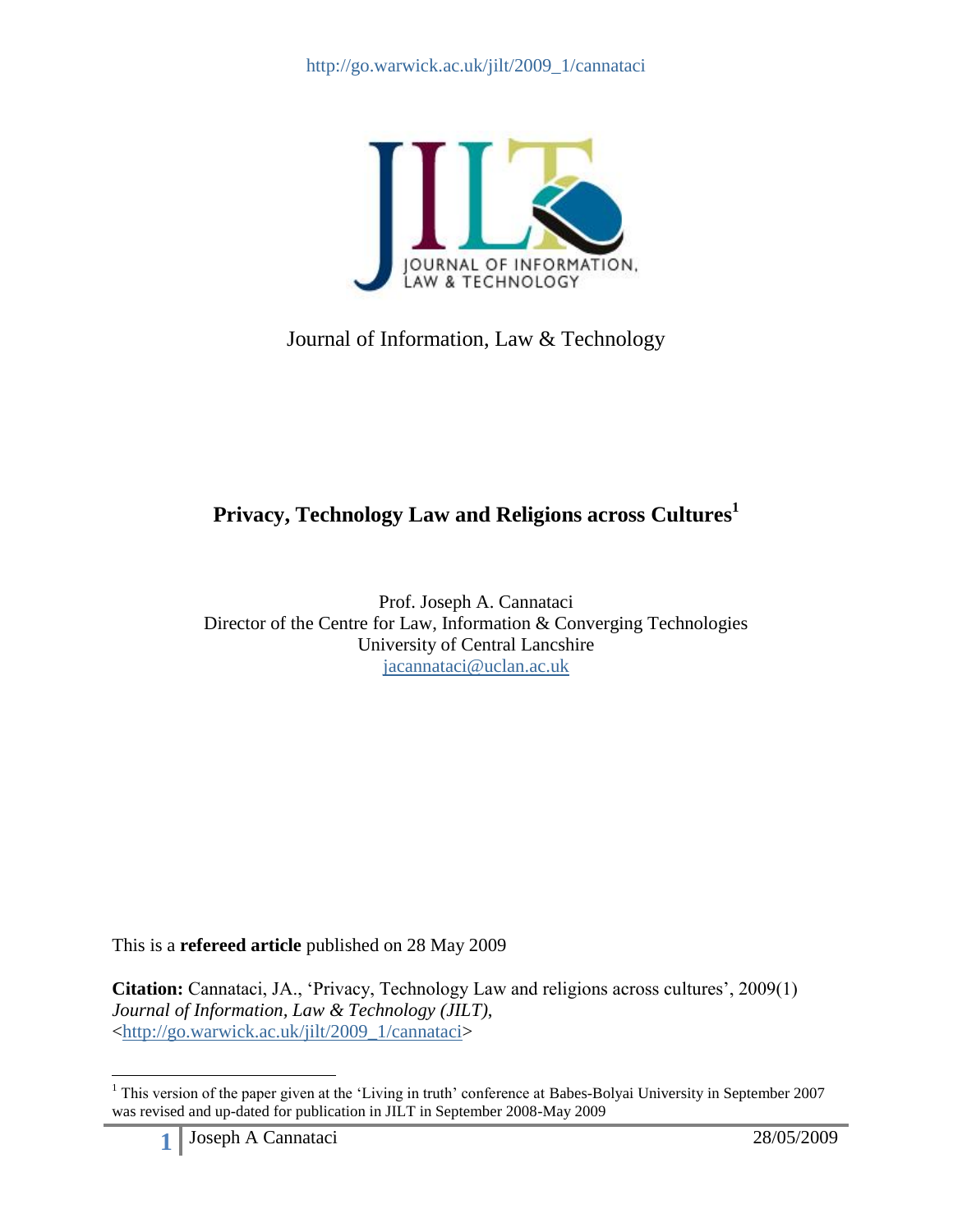http://go.warwick.ac.uk/jilt/2009_1/cannataci

JOURNAL OF INFORMATION, LAW & TECHNOLOGY

Journal of Information, Law & Technology

# Privacy, Technology Law and Religions across Cultures[1]

Prof. Joseph A. Cannataci
Director of the Centre for Law, Information & Converging Technologies
University of Central Lancshire
jacannataci@uclan.ac.uk

This is a **refereed article** published on 28 May 2009

**Citation:** Cannataci, JA., 'Privacy, Technology Law and religions across cultures', 2009(1) *Journal of Information, Law & Technology (JILT)*, <http://go.warwick.ac.uk/jilt/2009_1/cannataci>

[1] This version of the paper given at the 'Living in truth' conference at Babes-Bolyai University in September 2007 was revised and up-dated for publication in JILT in September 2008-May 2009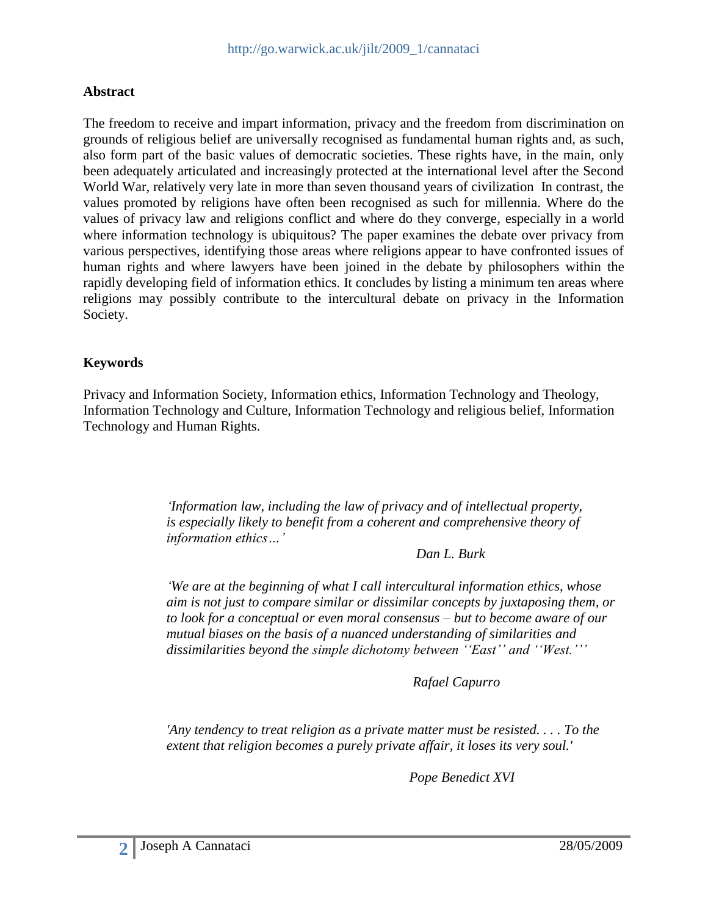## Abstract

The freedom to receive and impart information, privacy and the freedom from discrimination on grounds of religious belief are universally recognised as fundamental human rights and, as such, also form part of the basic values of democratic societies. These rights have, in the main, only been adequately articulated and increasingly protected at the international level after the Second World War, relatively very late in more than seven thousand years of civilization In contrast, the values promoted by religions have often been recognised as such for millennia. Where do the values of privacy law and religions conflict and where do they converge, especially in a world where information technology is ubiquitous? The paper examines the debate over privacy from various perspectives, identifying those areas where religions appear to have confronted issues of human rights and where lawyers have been joined in the debate by philosophers within the rapidly developing field of information ethics. It concludes by listing a minimum ten areas where religions may possibly contribute to the intercultural debate on privacy in the Information Society.

## Keywords

Privacy and Information Society, Information ethics, Information Technology and Theology, Information Technology and Culture, Information Technology and religious belief, Information Technology and Human Rights.

> *'Information law, including the law of privacy and of intellectual property, is especially likely to benefit from a coherent and comprehensive theory of information ethics…'*
>
> *Dan L. Burk*

> *'We are at the beginning of what I call intercultural information ethics, whose aim is not just to compare similar or dissimilar concepts by juxtaposing them, or to look for a conceptual or even moral consensus – but to become aware of our mutual biases on the basis of a nuanced understanding of similarities and dissimilarities beyond the simple dichotomy between ''East'' and ''West.'''*
>
> *Rafael Capurro*

> *'Any tendency to treat religion as a private matter must be resisted. . . . To the extent that religion becomes a purely private affair, it loses its very soul.'*
>
> *Pope Benedict XVI*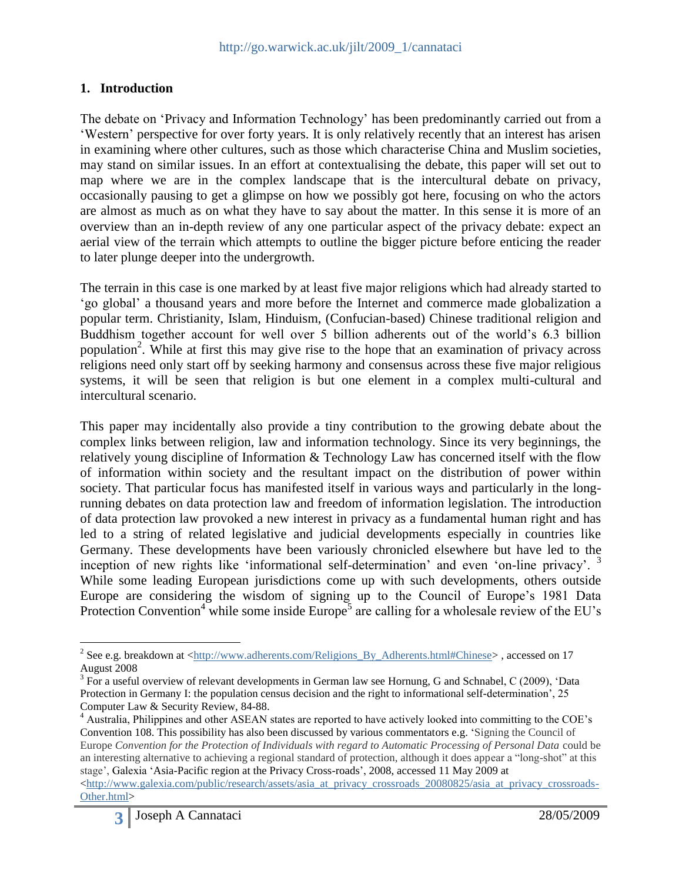## 1. Introduction

The debate on 'Privacy and Information Technology' has been predominantly carried out from a 'Western' perspective for over forty years. It is only relatively recently that an interest has arisen in examining where other cultures, such as those which characterise China and Muslim societies, may stand on similar issues. In an effort at contextualising the debate, this paper will set out to map where we are in the complex landscape that is the intercultural debate on privacy, occasionally pausing to get a glimpse on how we possibly got here, focusing on who the actors are almost as much as on what they have to say about the matter. In this sense it is more of an overview than an in-depth review of any one particular aspect of the privacy debate: expect an aerial view of the terrain which attempts to outline the bigger picture before enticing the reader to later plunge deeper into the undergrowth.

The terrain in this case is one marked by at least five major religions which had already started to 'go global' a thousand years and more before the Internet and commerce made globalization a popular term. Christianity, Islam, Hinduism, (Confucian-based) Chinese traditional religion and Buddhism together account for well over 5 billion adherents out of the world's 6.3 billion population[2]. While at first this may give rise to the hope that an examination of privacy across religions need only start off by seeking harmony and consensus across these five major religious systems, it will be seen that religion is but one element in a complex multi-cultural and intercultural scenario.

This paper may incidentally also provide a tiny contribution to the growing debate about the complex links between religion, law and information technology. Since its very beginnings, the relatively young discipline of Information & Technology Law has concerned itself with the flow of information within society and the resultant impact on the distribution of power within society. That particular focus has manifested itself in various ways and particularly in the long-running debates on data protection law and freedom of information legislation. The introduction of data protection law provoked a new interest in privacy as a fundamental human right and has led to a string of related legislative and judicial developments especially in countries like Germany. These developments have been variously chronicled elsewhere but have led to the inception of new rights like 'informational self-determination' and even 'on-line privacy'. [3] While some leading European jurisdictions come up with such developments, others outside Europe are considering the wisdom of signing up to the Council of Europe's 1981 Data Protection Convention[4] while some inside Europe[5] are calling for a wholesale review of the EU's

---

[2] See e.g. breakdown at <http://www.adherents.com/Religions_By_Adherents.html#Chinese> , accessed on 17 August 2008

[3] For a useful overview of relevant developments in German law see Hornung, G and Schnabel, C (2009), 'Data Protection in Germany I: the population census decision and the right to informational self-determination', 25 Computer Law & Security Review, 84-88.

[4] Australia, Philippines and other ASEAN states are reported to have actively looked into committing to the COE's Convention 108. This possibility has also been discussed by various commentators e.g. 'Signing the Council of Europe *Convention for the Protection of Individuals with regard to Automatic Processing of Personal Data* could be an interesting alternative to achieving a regional standard of protection, although it does appear a "long-shot" at this stage', Galexia 'Asia-Pacific region at the Privacy Cross-roads', 2008, accessed 11 May 2009 at <http://www.galexia.com/public/research/assets/asia_at_privacy_crossroads_20080825/asia_at_privacy_crossroads-Other.html>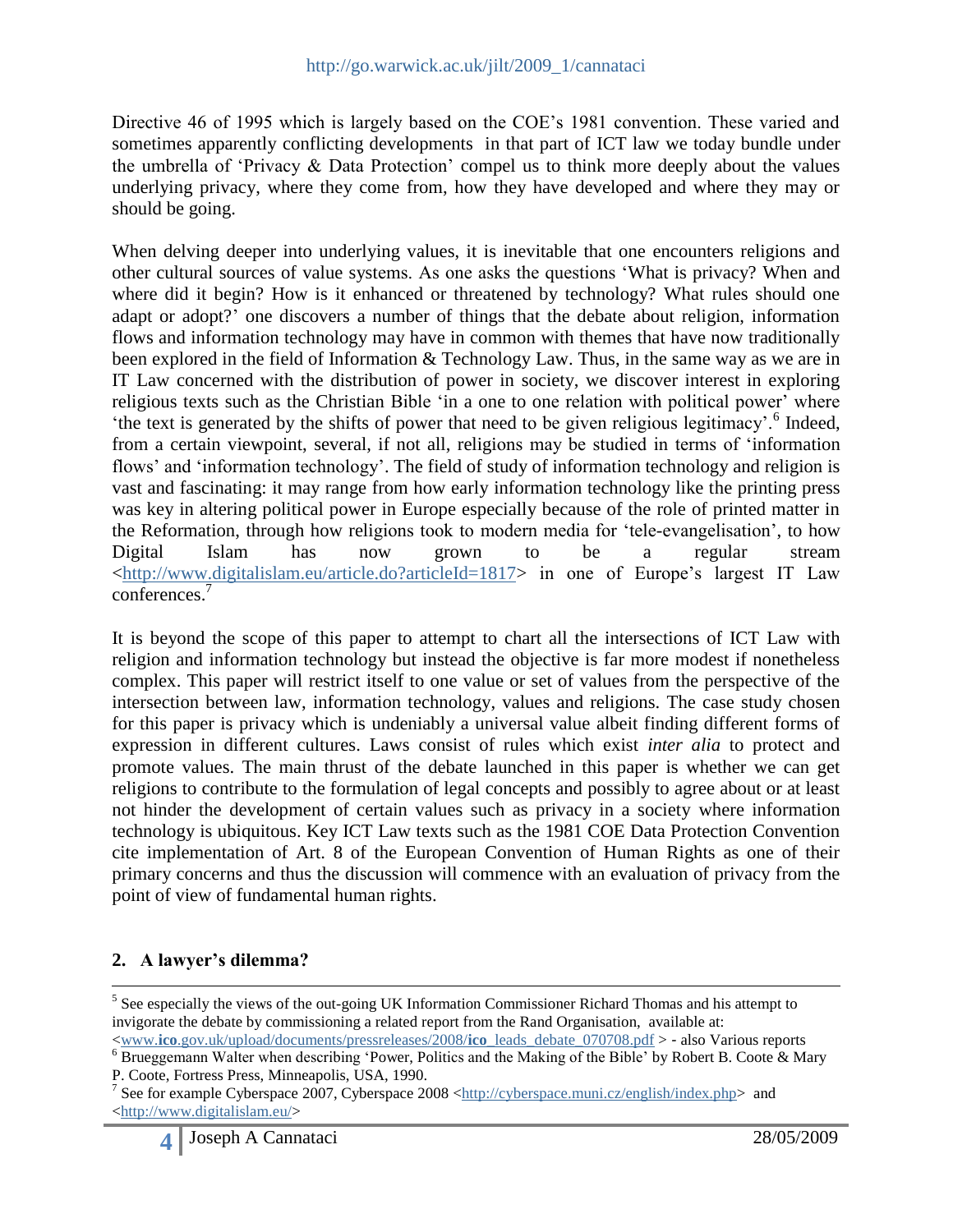Directive 46 of 1995 which is largely based on the COE's 1981 convention. These varied and sometimes apparently conflicting developments in that part of ICT law we today bundle under the umbrella of 'Privacy & Data Protection' compel us to think more deeply about the values underlying privacy, where they come from, how they have developed and where they may or should be going.

When delving deeper into underlying values, it is inevitable that one encounters religions and other cultural sources of value systems. As one asks the questions 'What is privacy? When and where did it begin? How is it enhanced or threatened by technology? What rules should one adapt or adopt?' one discovers a number of things that the debate about religion, information flows and information technology may have in common with themes that have now traditionally been explored in the field of Information & Technology Law. Thus, in the same way as we are in IT Law concerned with the distribution of power in society, we discover interest in exploring religious texts such as the Christian Bible 'in a one to one relation with political power' where 'the text is generated by the shifts of power that need to be given religious legitimacy'.[6] Indeed, from a certain viewpoint, several, if not all, religions may be studied in terms of 'information flows' and 'information technology'. The field of study of information technology and religion is vast and fascinating: it may range from how early information technology like the printing press was key in altering political power in Europe especially because of the role of printed matter in the Reformation, through how religions took to modern media for 'tele-evangelisation', to how Digital Islam has now grown to be a regular stream <http://www.digitalislam.eu/article.do?articleId=1817> in one of Europe's largest IT Law conferences.[7]

It is beyond the scope of this paper to attempt to chart all the intersections of ICT Law with religion and information technology but instead the objective is far more modest if nonetheless complex. This paper will restrict itself to one value or set of values from the perspective of the intersection between law, information technology, values and religions. The case study chosen for this paper is privacy which is undeniably a universal value albeit finding different forms of expression in different cultures. Laws consist of rules which exist *inter alia* to protect and promote values. The main thrust of the debate launched in this paper is whether we can get religions to contribute to the formulation of legal concepts and possibly to agree about or at least not hinder the development of certain values such as privacy in a society where information technology is ubiquitous. Key ICT Law texts such as the 1981 COE Data Protection Convention cite implementation of Art. 8 of the European Convention of Human Rights as one of their primary concerns and thus the discussion will commence with an evaluation of privacy from the point of view of fundamental human rights.

## 2. A lawyer's dilemma?

---

[5] See especially the views of the out-going UK Information Commissioner Richard Thomas and his attempt to invigorate the debate by commissioning a related report from the Rand Organisation, available at: <www.ico.gov.uk/upload/documents/pressreleases/2008/ico_leads_debate_070708.pdf > - also Various reports

[6] Brueggemann Walter when describing 'Power, Politics and the Making of the Bible' by Robert B. Coote & Mary P. Coote, Fortress Press, Minneapolis, USA, 1990.

[7] See for example Cyberspace 2007, Cyberspace 2008 <http://cyberspace.muni.cz/english/index.php> and <http://www.digitalislam.eu/>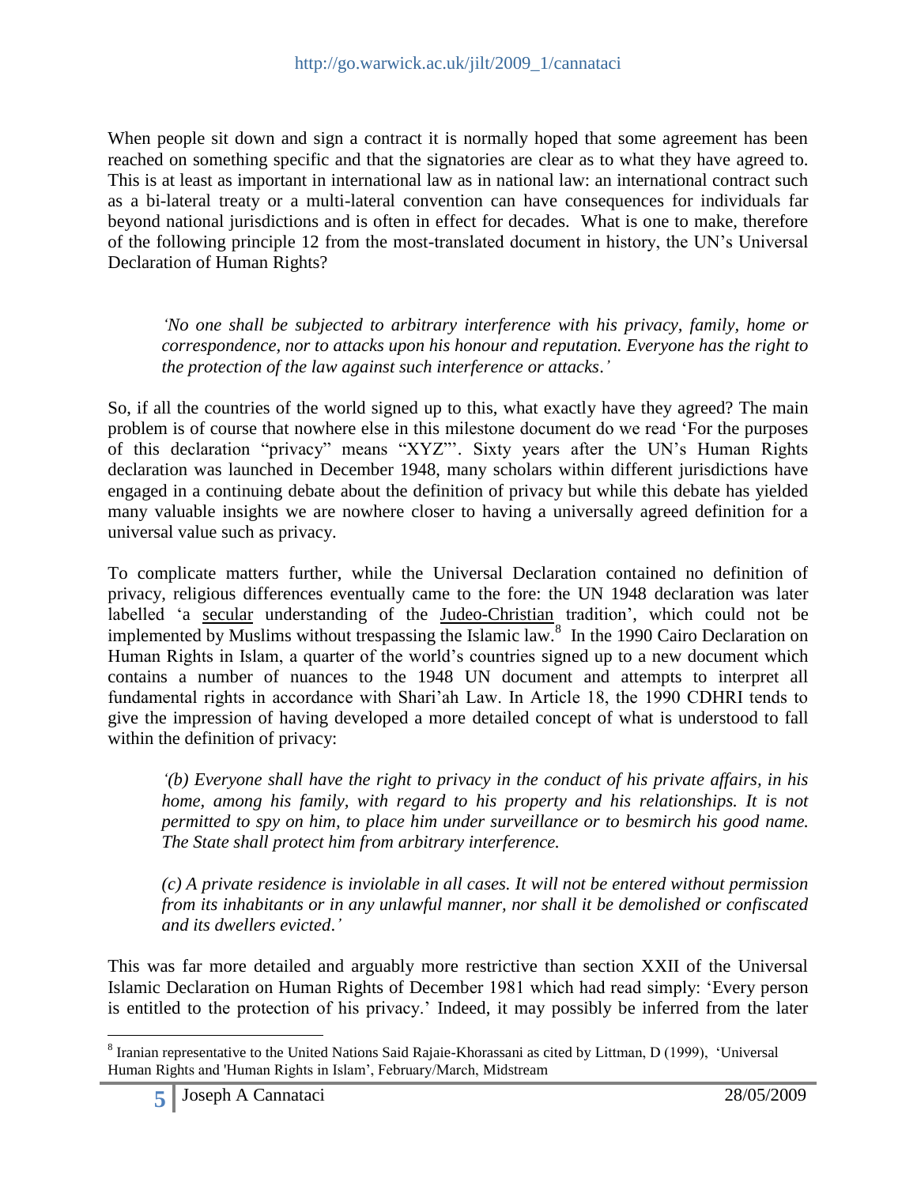When people sit down and sign a contract it is normally hoped that some agreement has been reached on something specific and that the signatories are clear as to what they have agreed to. This is at least as important in international law as in national law: an international contract such as a bi-lateral treaty or a multi-lateral convention can have consequences for individuals far beyond national jurisdictions and is often in effect for decades. What is one to make, therefore of the following principle 12 from the most-translated document in history, the UN's Universal Declaration of Human Rights?

> *'No one shall be subjected to arbitrary interference with his privacy, family, home or correspondence, nor to attacks upon his honour and reputation. Everyone has the right to the protection of the law against such interference or attacks.'*

So, if all the countries of the world signed up to this, what exactly have they agreed? The main problem is of course that nowhere else in this milestone document do we read 'For the purposes of this declaration "privacy" means "XYZ"'. Sixty years after the UN's Human Rights declaration was launched in December 1948, many scholars within different jurisdictions have engaged in a continuing debate about the definition of privacy but while this debate has yielded many valuable insights we are nowhere closer to having a universally agreed definition for a universal value such as privacy.

To complicate matters further, while the Universal Declaration contained no definition of privacy, religious differences eventually came to the fore: the UN 1948 declaration was later labelled 'a secular understanding of the Judeo-Christian tradition', which could not be implemented by Muslims without trespassing the Islamic law.[8] In the 1990 Cairo Declaration on Human Rights in Islam, a quarter of the world's countries signed up to a new document which contains a number of nuances to the 1948 UN document and attempts to interpret all fundamental rights in accordance with Shari'ah Law. In Article 18, the 1990 CDHRI tends to give the impression of having developed a more detailed concept of what is understood to fall within the definition of privacy:

> *'(b) Everyone shall have the right to privacy in the conduct of his private affairs, in his home, among his family, with regard to his property and his relationships. It is not permitted to spy on him, to place him under surveillance or to besmirch his good name. The State shall protect him from arbitrary interference.*
>
> *(c) A private residence is inviolable in all cases. It will not be entered without permission from its inhabitants or in any unlawful manner, nor shall it be demolished or confiscated and its dwellers evicted.'*

This was far more detailed and arguably more restrictive than section XXII of the Universal Islamic Declaration on Human Rights of December 1981 which had read simply: 'Every person is entitled to the protection of his privacy.' Indeed, it may possibly be inferred from the later

---

[8] Iranian representative to the United Nations Said Rajaie-Khorassani as cited by Littman, D (1999), 'Universal Human Rights and 'Human Rights in Islam', February/March, Midstream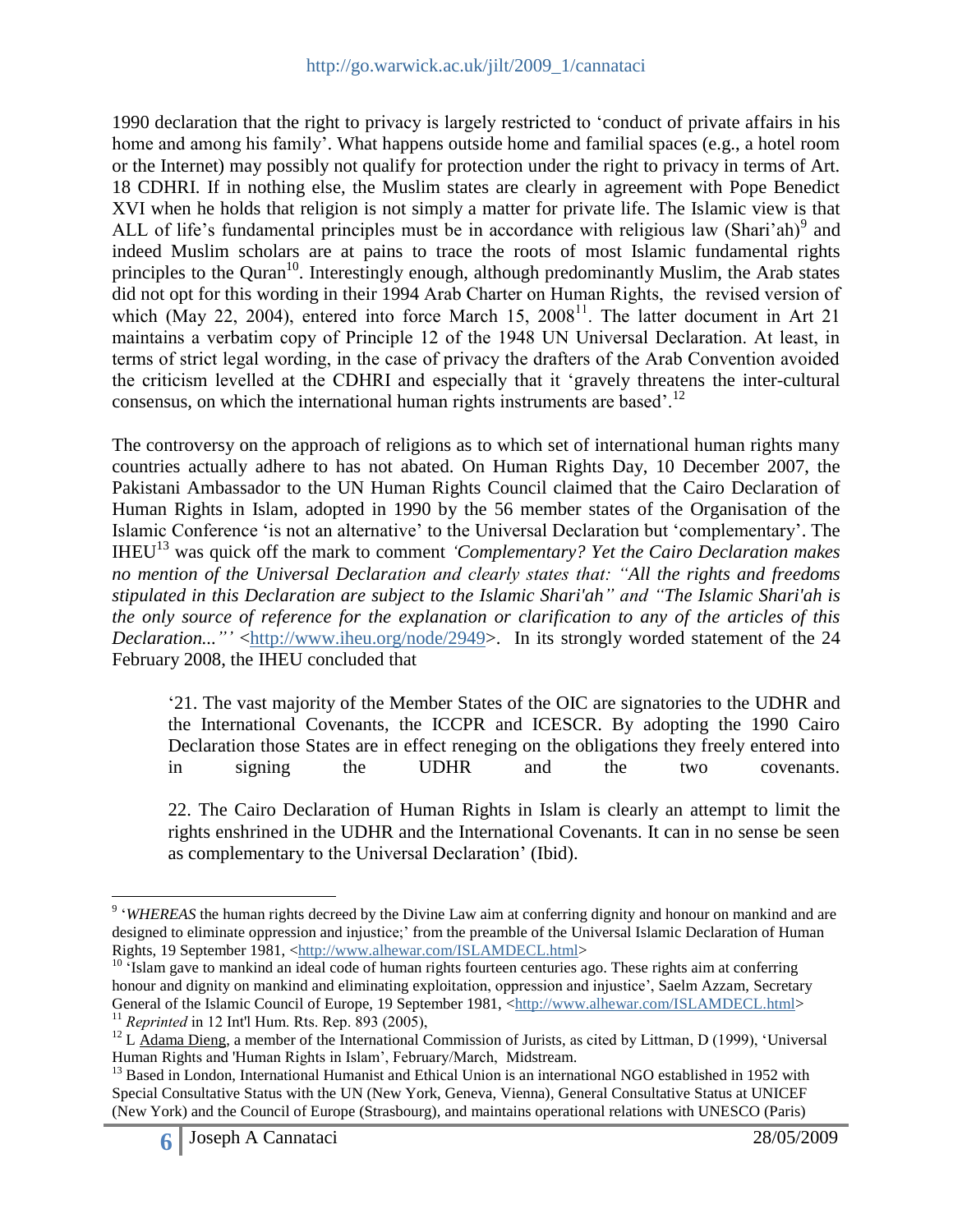1990 declaration that the right to privacy is largely restricted to 'conduct of private affairs in his home and among his family'. What happens outside home and familial spaces (e.g., a hotel room or the Internet) may possibly not qualify for protection under the right to privacy in terms of Art. 18 CDHRI. If in nothing else, the Muslim states are clearly in agreement with Pope Benedict XVI when he holds that religion is not simply a matter for private life. The Islamic view is that ALL of life's fundamental principles must be in accordance with religious law (Shari'ah)[9] and indeed Muslim scholars are at pains to trace the roots of most Islamic fundamental rights principles to the Quran[10]. Interestingly enough, although predominantly Muslim, the Arab states did not opt for this wording in their 1994 Arab Charter on Human Rights, the revised version of which (May 22, 2004), entered into force March 15, 2008[11]. The latter document in Art 21 maintains a verbatim copy of Principle 12 of the 1948 UN Universal Declaration. At least, in terms of strict legal wording, in the case of privacy the drafters of the Arab Convention avoided the criticism levelled at the CDHRI and especially that it 'gravely threatens the inter-cultural consensus, on which the international human rights instruments are based'.[12]

The controversy on the approach of religions as to which set of international human rights many countries actually adhere to has not abated. On Human Rights Day, 10 December 2007, the Pakistani Ambassador to the UN Human Rights Council claimed that the Cairo Declaration of Human Rights in Islam, adopted in 1990 by the 56 member states of the Organisation of the Islamic Conference 'is not an alternative' to the Universal Declaration but 'complementary'. The IHEU[13] was quick off the mark to comment *'Complementary? Yet the Cairo Declaration makes no mention of the Universal Declaration and clearly states that: "All the rights and freedoms stipulated in this Declaration are subject to the Islamic Shari'ah" and "The Islamic Shari'ah is the only source of reference for the explanation or clarification to any of the articles of this Declaration..."'* <http://www.iheu.org/node/2949>. In its strongly worded statement of the 24 February 2008, the IHEU concluded that

> '21. The vast majority of the Member States of the OIC are signatories to the UDHR and the International Covenants, the ICCPR and ICESCR. By adopting the 1990 Cairo Declaration those States are in effect reneging on the obligations they freely entered into in signing the UDHR and the two covenants.
>
> 22. The Cairo Declaration of Human Rights in Islam is clearly an attempt to limit the rights enshrined in the UDHR and the International Covenants. It can in no sense be seen as complementary to the Universal Declaration' (Ibid).

---

[9] '*WHEREAS* the human rights decreed by the Divine Law aim at conferring dignity and honour on mankind and are designed to eliminate oppression and injustice;' from the preamble of the Universal Islamic Declaration of Human Rights, 19 September 1981, <http://www.alhewar.com/ISLAMDECL.html>

[10] 'Islam gave to mankind an ideal code of human rights fourteen centuries ago. These rights aim at conferring honour and dignity on mankind and eliminating exploitation, oppression and injustice', Saelm Azzam, Secretary General of the Islamic Council of Europe, 19 September 1981, <http://www.alhewar.com/ISLAMDECL.html>

[11] *Reprinted* in 12 Int'l Hum. Rts. Rep. 893 (2005),

[12] L Adama Dieng, a member of the International Commission of Jurists, as cited by Littman, D (1999), 'Universal Human Rights and 'Human Rights in Islam', February/March, Midstream.

[13] Based in London, International Humanist and Ethical Union is an international NGO established in 1952 with Special Consultative Status with the UN (New York, Geneva, Vienna), General Consultative Status at UNICEF (New York) and the Council of Europe (Strasbourg), and maintains operational relations with UNESCO (Paris)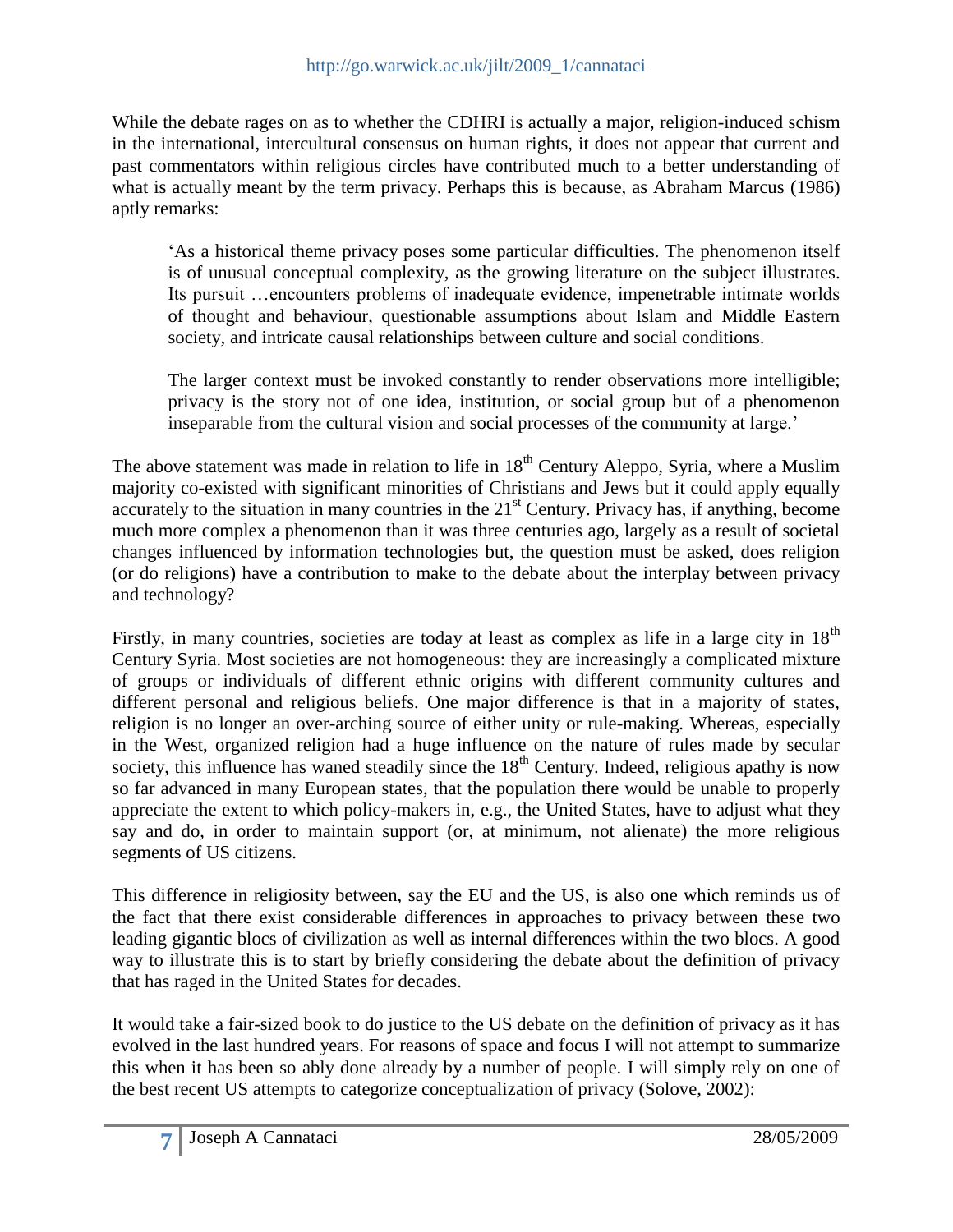While the debate rages on as to whether the CDHRI is actually a major, religion-induced schism in the international, intercultural consensus on human rights, it does not appear that current and past commentators within religious circles have contributed much to a better understanding of what is actually meant by the term privacy. Perhaps this is because, as Abraham Marcus (1986) aptly remarks:

> 'As a historical theme privacy poses some particular difficulties. The phenomenon itself is of unusual conceptual complexity, as the growing literature on the subject illustrates. Its pursuit …encounters problems of inadequate evidence, impenetrable intimate worlds of thought and behaviour, questionable assumptions about Islam and Middle Eastern society, and intricate causal relationships between culture and social conditions.
>
> The larger context must be invoked constantly to render observations more intelligible; privacy is the story not of one idea, institution, or social group but of a phenomenon inseparable from the cultural vision and social processes of the community at large.'

The above statement was made in relation to life in 18th Century Aleppo, Syria, where a Muslim majority co-existed with significant minorities of Christians and Jews but it could apply equally accurately to the situation in many countries in the 21st Century. Privacy has, if anything, become much more complex a phenomenon than it was three centuries ago, largely as a result of societal changes influenced by information technologies but, the question must be asked, does religion (or do religions) have a contribution to make to the debate about the interplay between privacy and technology?

Firstly, in many countries, societies are today at least as complex as life in a large city in 18th Century Syria. Most societies are not homogeneous: they are increasingly a complicated mixture of groups or individuals of different ethnic origins with different community cultures and different personal and religious beliefs. One major difference is that in a majority of states, religion is no longer an over-arching source of either unity or rule-making. Whereas, especially in the West, organized religion had a huge influence on the nature of rules made by secular society, this influence has waned steadily since the 18th Century. Indeed, religious apathy is now so far advanced in many European states, that the population there would be unable to properly appreciate the extent to which policy-makers in, e.g., the United States, have to adjust what they say and do, in order to maintain support (or, at minimum, not alienate) the more religious segments of US citizens.

This difference in religiosity between, say the EU and the US, is also one which reminds us of the fact that there exist considerable differences in approaches to privacy between these two leading gigantic blocs of civilization as well as internal differences within the two blocs. A good way to illustrate this is to start by briefly considering the debate about the definition of privacy that has raged in the United States for decades.

It would take a fair-sized book to do justice to the US debate on the definition of privacy as it has evolved in the last hundred years. For reasons of space and focus I will not attempt to summarize this when it has been so ably done already by a number of people. I will simply rely on one of the best recent US attempts to categorize conceptualization of privacy (Solove, 2002):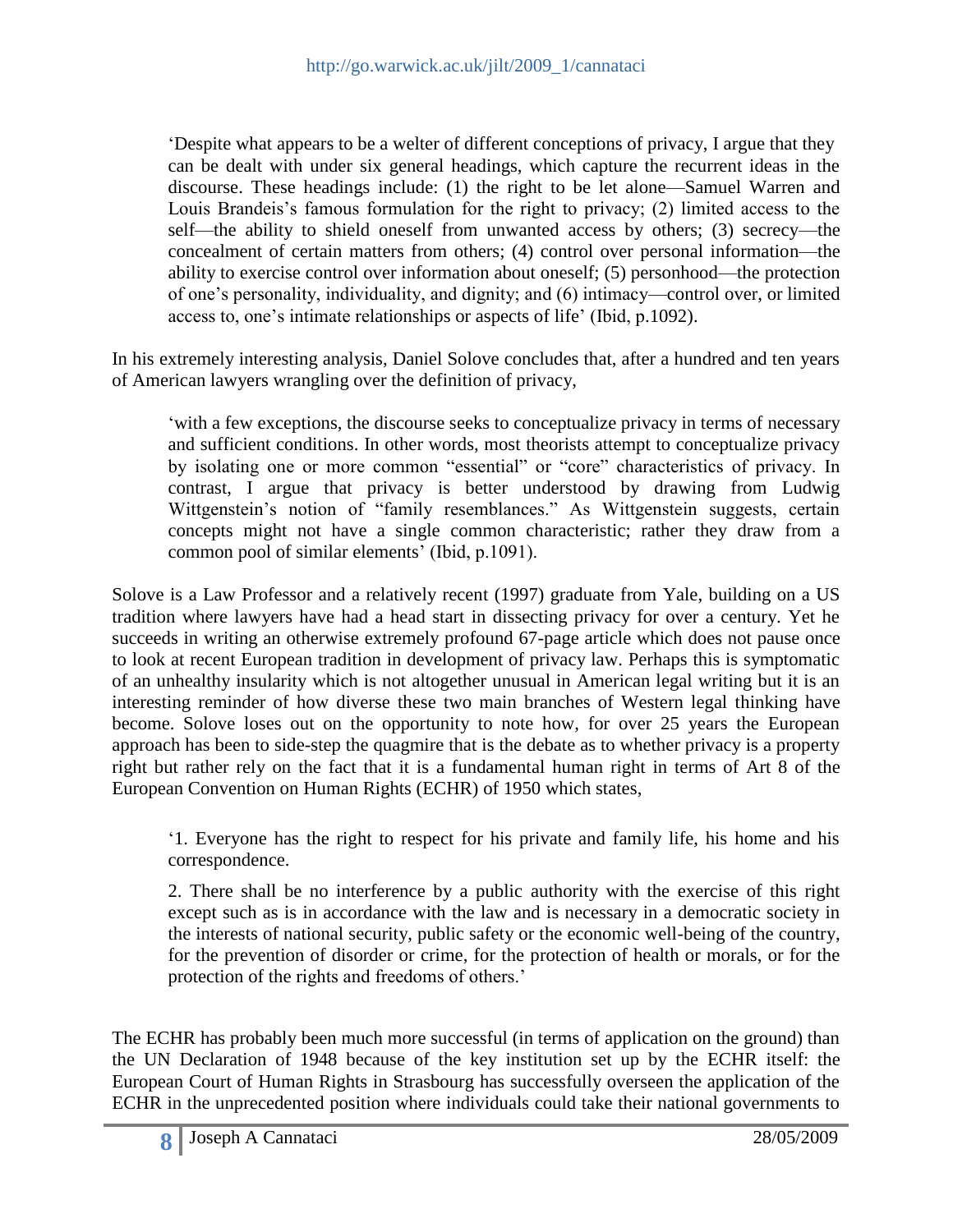> 'Despite what appears to be a welter of different conceptions of privacy, I argue that they can be dealt with under six general headings, which capture the recurrent ideas in the discourse. These headings include: (1) the right to be let alone—Samuel Warren and Louis Brandeis's famous formulation for the right to privacy; (2) limited access to the self—the ability to shield oneself from unwanted access by others; (3) secrecy—the concealment of certain matters from others; (4) control over personal information—the ability to exercise control over information about oneself; (5) personhood—the protection of one's personality, individuality, and dignity; and (6) intimacy—control over, or limited access to, one's intimate relationships or aspects of life' (Ibid, p.1092).

In his extremely interesting analysis, Daniel Solove concludes that, after a hundred and ten years of American lawyers wrangling over the definition of privacy,

> 'with a few exceptions, the discourse seeks to conceptualize privacy in terms of necessary and sufficient conditions. In other words, most theorists attempt to conceptualize privacy by isolating one or more common "essential" or "core" characteristics of privacy. In contrast, I argue that privacy is better understood by drawing from Ludwig Wittgenstein's notion of "family resemblances." As Wittgenstein suggests, certain concepts might not have a single common characteristic; rather they draw from a common pool of similar elements' (Ibid, p.1091).

Solove is a Law Professor and a relatively recent (1997) graduate from Yale, building on a US tradition where lawyers have had a head start in dissecting privacy for over a century. Yet he succeeds in writing an otherwise extremely profound 67-page article which does not pause once to look at recent European tradition in development of privacy law. Perhaps this is symptomatic of an unhealthy insularity which is not altogether unusual in American legal writing but it is an interesting reminder of how diverse these two main branches of Western legal thinking have become. Solove loses out on the opportunity to note how, for over 25 years the European approach has been to side-step the quagmire that is the debate as to whether privacy is a property right but rather rely on the fact that it is a fundamental human right in terms of Art 8 of the European Convention on Human Rights (ECHR) of 1950 which states,

> '1. Everyone has the right to respect for his private and family life, his home and his correspondence.
>
> 2. There shall be no interference by a public authority with the exercise of this right except such as is in accordance with the law and is necessary in a democratic society in the interests of national security, public safety or the economic well-being of the country, for the prevention of disorder or crime, for the protection of health or morals, or for the protection of the rights and freedoms of others.'

The ECHR has probably been much more successful (in terms of application on the ground) than the UN Declaration of 1948 because of the key institution set up by the ECHR itself: the European Court of Human Rights in Strasbourg has successfully overseen the application of the ECHR in the unprecedented position where individuals could take their national governments to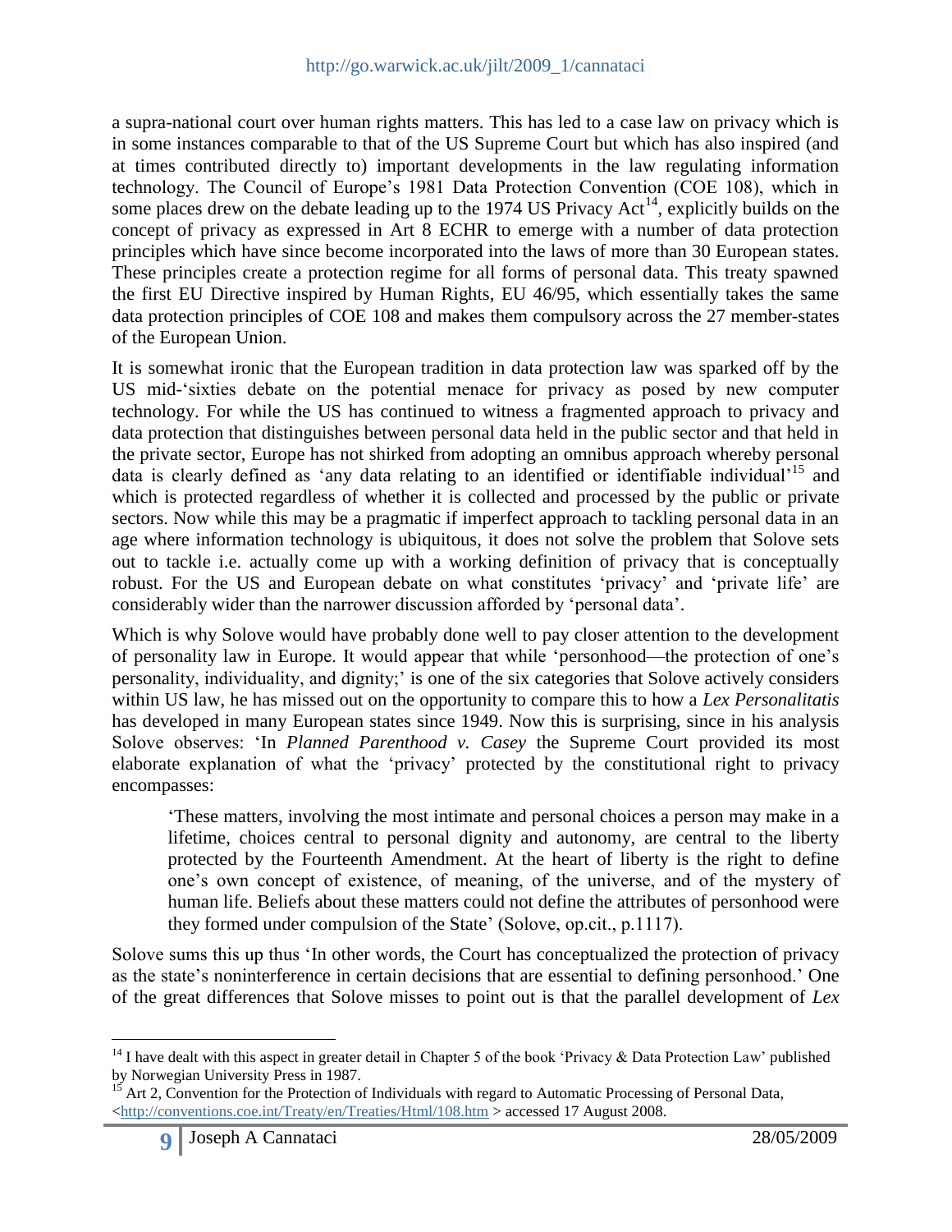a supra-national court over human rights matters. This has led to a case law on privacy which is in some instances comparable to that of the US Supreme Court but which has also inspired (and at times contributed directly to) important developments in the law regulating information technology. The Council of Europe's 1981 Data Protection Convention (COE 108), which in some places drew on the debate leading up to the 1974 US Privacy Act[14], explicitly builds on the concept of privacy as expressed in Art 8 ECHR to emerge with a number of data protection principles which have since become incorporated into the laws of more than 30 European states. These principles create a protection regime for all forms of personal data. This treaty spawned the first EU Directive inspired by Human Rights, EU 46/95, which essentially takes the same data protection principles of COE 108 and makes them compulsory across the 27 member-states of the European Union.

It is somewhat ironic that the European tradition in data protection law was sparked off by the US mid-'sixties debate on the potential menace for privacy as posed by new computer technology. For while the US has continued to witness a fragmented approach to privacy and data protection that distinguishes between personal data held in the public sector and that held in the private sector, Europe has not shirked from adopting an omnibus approach whereby personal data is clearly defined as 'any data relating to an identified or identifiable individual'[15] and which is protected regardless of whether it is collected and processed by the public or private sectors. Now while this may be a pragmatic if imperfect approach to tackling personal data in an age where information technology is ubiquitous, it does not solve the problem that Solove sets out to tackle i.e. actually come up with a working definition of privacy that is conceptually robust. For the US and European debate on what constitutes 'privacy' and 'private life' are considerably wider than the narrower discussion afforded by 'personal data'.

Which is why Solove would have probably done well to pay closer attention to the development of personality law in Europe. It would appear that while 'personhood—the protection of one's personality, individuality, and dignity;' is one of the six categories that Solove actively considers within US law, he has missed out on the opportunity to compare this to how a *Lex Personalitatis* has developed in many European states since 1949. Now this is surprising, since in his analysis Solove observes: 'In *Planned Parenthood v. Casey* the Supreme Court provided its most elaborate explanation of what the 'privacy' protected by the constitutional right to privacy encompasses:

> 'These matters, involving the most intimate and personal choices a person may make in a lifetime, choices central to personal dignity and autonomy, are central to the liberty protected by the Fourteenth Amendment. At the heart of liberty is the right to define one's own concept of existence, of meaning, of the universe, and of the mystery of human life. Beliefs about these matters could not define the attributes of personhood were they formed under compulsion of the State' (Solove, op.cit., p.1117).

Solove sums this up thus 'In other words, the Court has conceptualized the protection of privacy as the state's noninterference in certain decisions that are essential to defining personhood.' One of the great differences that Solove misses to point out is that the parallel development of *Lex*

---

[14] I have dealt with this aspect in greater detail in Chapter 5 of the book 'Privacy & Data Protection Law' published by Norwegian University Press in 1987.

[15] Art 2, Convention for the Protection of Individuals with regard to Automatic Processing of Personal Data, <http://conventions.coe.int/Treaty/en/Treaties/Html/108.htm > accessed 17 August 2008.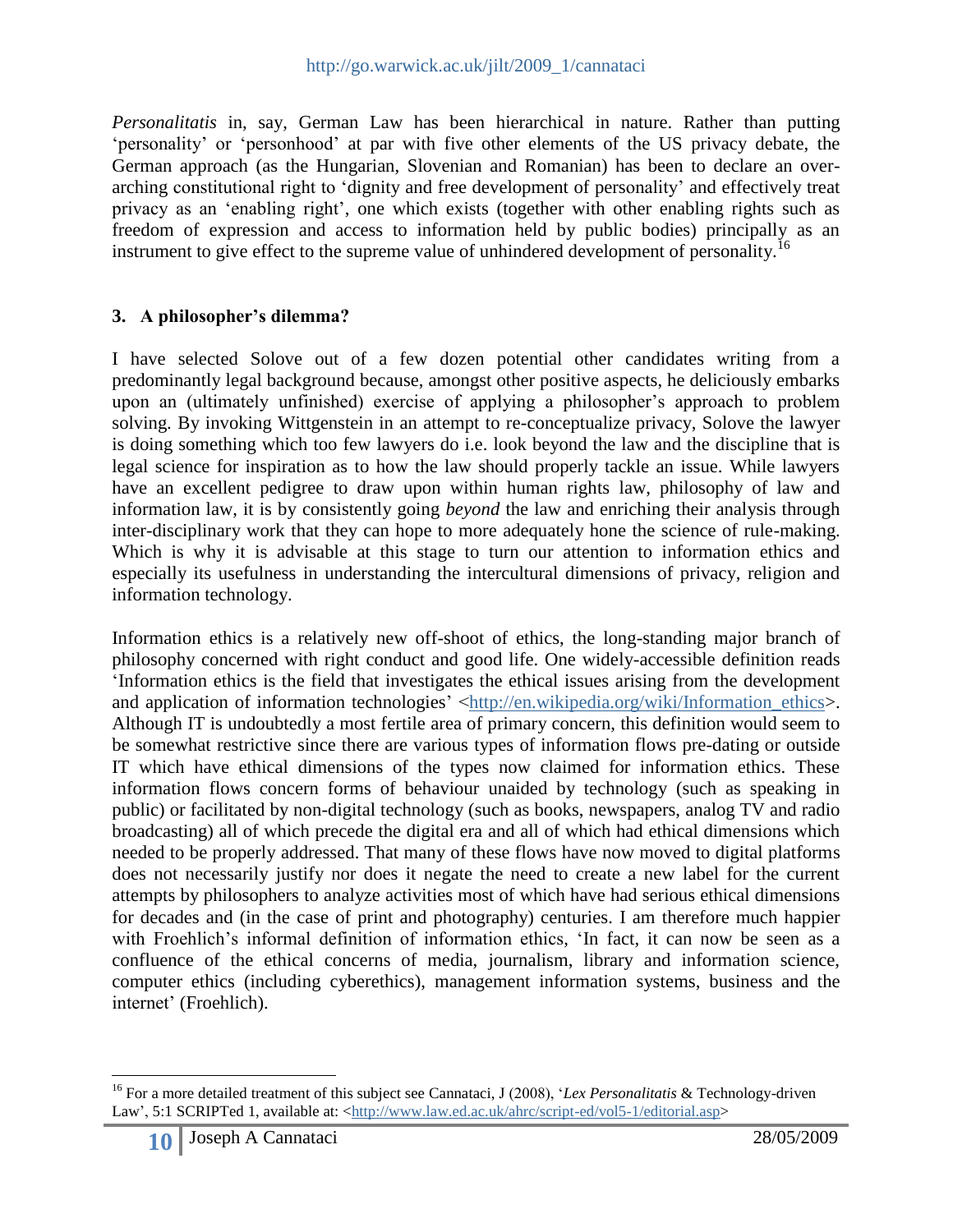*Personalitatis* in, say, German Law has been hierarchical in nature. Rather than putting 'personality' or 'personhood' at par with five other elements of the US privacy debate, the German approach (as the Hungarian, Slovenian and Romanian) has been to declare an over-arching constitutional right to 'dignity and free development of personality' and effectively treat privacy as an 'enabling right', one which exists (together with other enabling rights such as freedom of expression and access to information held by public bodies) principally as an instrument to give effect to the supreme value of unhindered development of personality.[16]

## 3. A philosopher's dilemma?

I have selected Solove out of a few dozen potential other candidates writing from a predominantly legal background because, amongst other positive aspects, he deliciously embarks upon an (ultimately unfinished) exercise of applying a philosopher's approach to problem solving. By invoking Wittgenstein in an attempt to re-conceptualize privacy, Solove the lawyer is doing something which too few lawyers do i.e. look beyond the law and the discipline that is legal science for inspiration as to how the law should properly tackle an issue. While lawyers have an excellent pedigree to draw upon within human rights law, philosophy of law and information law, it is by consistently going *beyond* the law and enriching their analysis through inter-disciplinary work that they can hope to more adequately hone the science of rule-making. Which is why it is advisable at this stage to turn our attention to information ethics and especially its usefulness in understanding the intercultural dimensions of privacy, religion and information technology.

Information ethics is a relatively new off-shoot of ethics, the long-standing major branch of philosophy concerned with right conduct and good life. One widely-accessible definition reads 'Information ethics is the field that investigates the ethical issues arising from the development and application of information technologies' <http://en.wikipedia.org/wiki/Information_ethics>. Although IT is undoubtedly a most fertile area of primary concern, this definition would seem to be somewhat restrictive since there are various types of information flows pre-dating or outside IT which have ethical dimensions of the types now claimed for information ethics. These information flows concern forms of behaviour unaided by technology (such as speaking in public) or facilitated by non-digital technology (such as books, newspapers, analog TV and radio broadcasting) all of which precede the digital era and all of which had ethical dimensions which needed to be properly addressed. That many of these flows have now moved to digital platforms does not necessarily justify nor does it negate the need to create a new label for the current attempts by philosophers to analyze activities most of which have had serious ethical dimensions for decades and (in the case of print and photography) centuries. I am therefore much happier with Froehlich's informal definition of information ethics, 'In fact, it can now be seen as a confluence of the ethical concerns of media, journalism, library and information science, computer ethics (including cyberethics), management information systems, business and the internet' (Froehlich).

---

[16] For a more detailed treatment of this subject see Cannataci, J (2008), '*Lex Personalitatis* & Technology-driven Law', 5:1 SCRIPTed 1, available at: <http://www.law.ed.ac.uk/ahrc/script-ed/vol5-1/editorial.asp>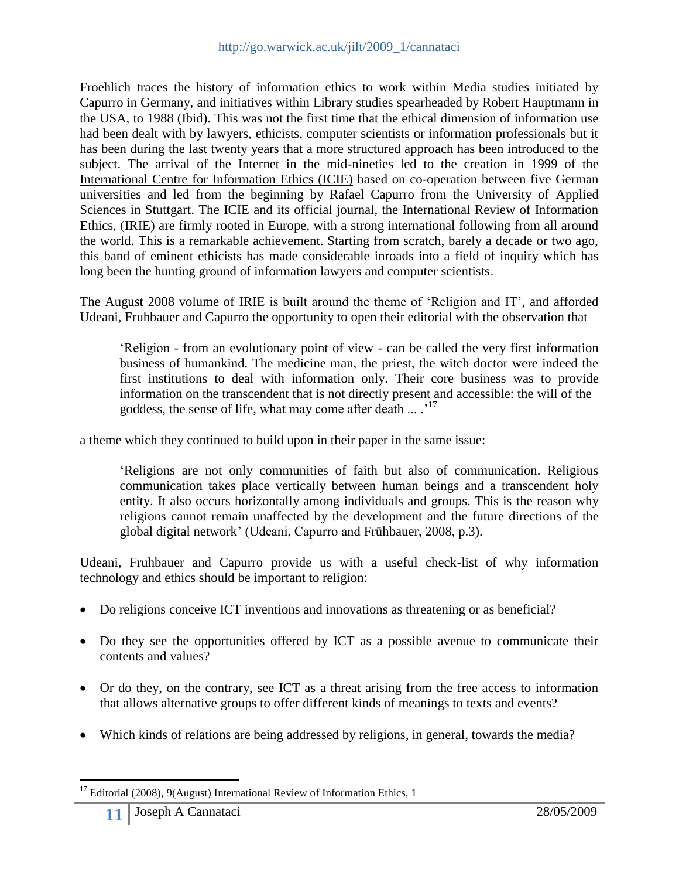Froehlich traces the history of information ethics to work within Media studies initiated by Capurro in Germany, and initiatives within Library studies spearheaded by Robert Hauptmann in the USA, to 1988 (Ibid). This was not the first time that the ethical dimension of information use had been dealt with by lawyers, ethicists, computer scientists or information professionals but it has been during the last twenty years that a more structured approach has been introduced to the subject. The arrival of the Internet in the mid-nineties led to the creation in 1999 of the International Centre for Information Ethics (ICIE) based on co-operation between five German universities and led from the beginning by Rafael Capurro from the University of Applied Sciences in Stuttgart. The ICIE and its official journal, the International Review of Information Ethics, (IRIE) are firmly rooted in Europe, with a strong international following from all around the world. This is a remarkable achievement. Starting from scratch, barely a decade or two ago, this band of eminent ethicists has made considerable inroads into a field of inquiry which has long been the hunting ground of information lawyers and computer scientists.

The August 2008 volume of IRIE is built around the theme of 'Religion and IT', and afforded Udeani, Fruhbauer and Capurro the opportunity to open their editorial with the observation that

> 'Religion - from an evolutionary point of view - can be called the very first information business of humankind. The medicine man, the priest, the witch doctor were indeed the first institutions to deal with information only. Their core business was to provide information on the transcendent that is not directly present and accessible: the will of the goddess, the sense of life, what may come after death ... .'[17]

a theme which they continued to build upon in their paper in the same issue:

> 'Religions are not only communities of faith but also of communication. Religious communication takes place vertically between human beings and a transcendent holy entity. It also occurs horizontally among individuals and groups. This is the reason why religions cannot remain unaffected by the development and the future directions of the global digital network' (Udeani, Capurro and Frühbauer, 2008, p.3).

Udeani, Fruhbauer and Capurro provide us with a useful check-list of why information technology and ethics should be important to religion:

- Do religions conceive ICT inventions and innovations as threatening or as beneficial?
- Do they see the opportunities offered by ICT as a possible avenue to communicate their contents and values?
- Or do they, on the contrary, see ICT as a threat arising from the free access to information that allows alternative groups to offer different kinds of meanings to texts and events?
- Which kinds of relations are being addressed by religions, in general, towards the media?

[17] Editorial (2008), 9(August) International Review of Information Ethics, 1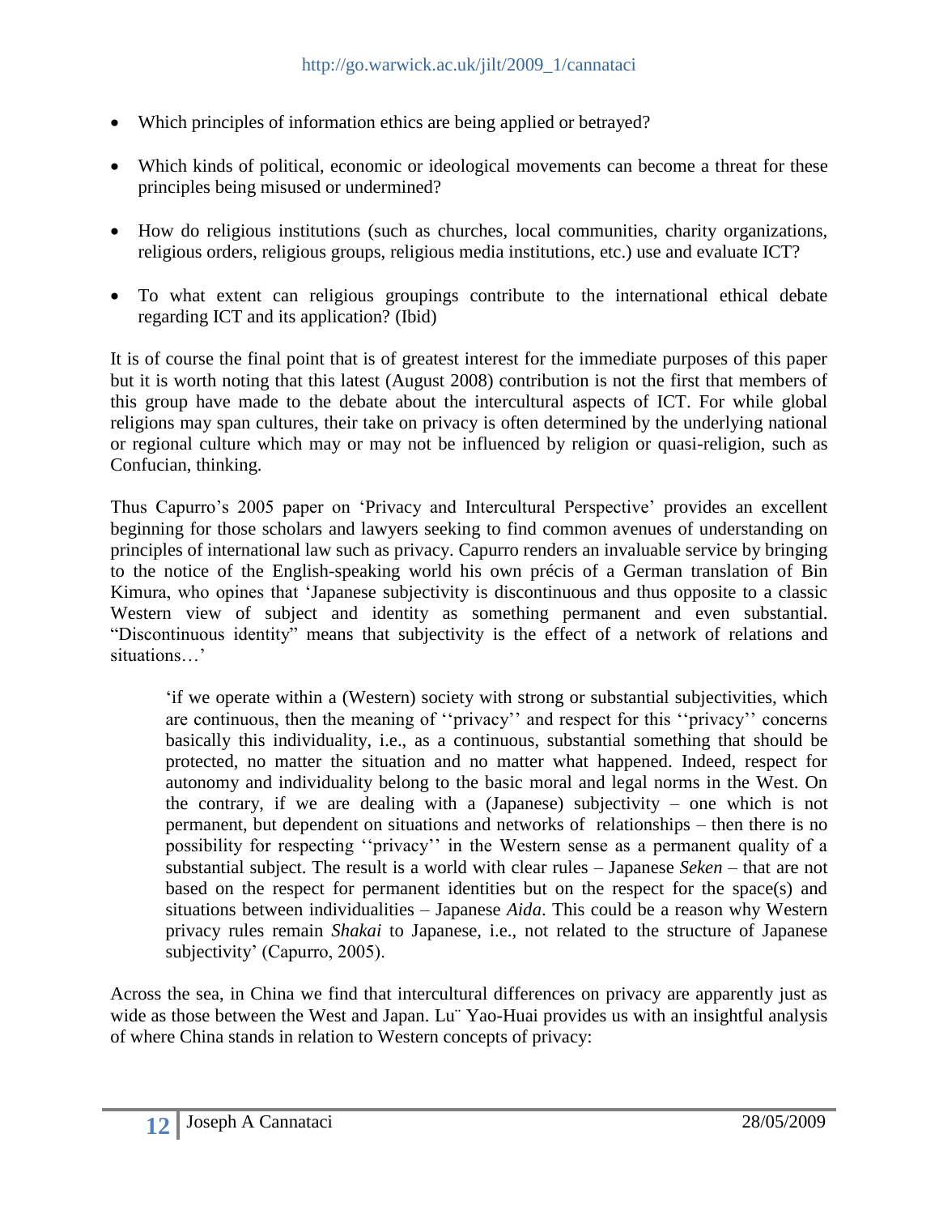- Which principles of information ethics are being applied or betrayed?
- Which kinds of political, economic or ideological movements can become a threat for these principles being misused or undermined?
- How do religious institutions (such as churches, local communities, charity organizations, religious orders, religious groups, religious media institutions, etc.) use and evaluate ICT?
- To what extent can religious groupings contribute to the international ethical debate regarding ICT and its application? (Ibid)

It is of course the final point that is of greatest interest for the immediate purposes of this paper but it is worth noting that this latest (August 2008) contribution is not the first that members of this group have made to the debate about the intercultural aspects of ICT. For while global religions may span cultures, their take on privacy is often determined by the underlying national or regional culture which may or may not be influenced by religion or quasi-religion, such as Confucian, thinking.

Thus Capurro's 2005 paper on 'Privacy and Intercultural Perspective' provides an excellent beginning for those scholars and lawyers seeking to find common avenues of understanding on principles of international law such as privacy. Capurro renders an invaluable service by bringing to the notice of the English-speaking world his own précis of a German translation of Bin Kimura, who opines that 'Japanese subjectivity is discontinuous and thus opposite to a classic Western view of subject and identity as something permanent and even substantial. "Discontinuous identity" means that subjectivity is the effect of a network of relations and situations…'

> 'if we operate within a (Western) society with strong or substantial subjectivities, which are continuous, then the meaning of ''privacy'' and respect for this ''privacy'' concerns basically this individuality, i.e., as a continuous, substantial something that should be protected, no matter the situation and no matter what happened. Indeed, respect for autonomy and individuality belong to the basic moral and legal norms in the West. On the contrary, if we are dealing with a (Japanese) subjectivity – one which is not permanent, but dependent on situations and networks of relationships – then there is no possibility for respecting ''privacy'' in the Western sense as a permanent quality of a substantial subject. The result is a world with clear rules – Japanese *Seken* – that are not based on the respect for permanent identities but on the respect for the space(s) and situations between individualities – Japanese *Aida*. This could be a reason why Western privacy rules remain *Shakai* to Japanese, i.e., not related to the structure of Japanese subjectivity' (Capurro, 2005).

Across the sea, in China we find that intercultural differences on privacy are apparently just as wide as those between the West and Japan. Lu¨ Yao-Huai provides us with an insightful analysis of where China stands in relation to Western concepts of privacy: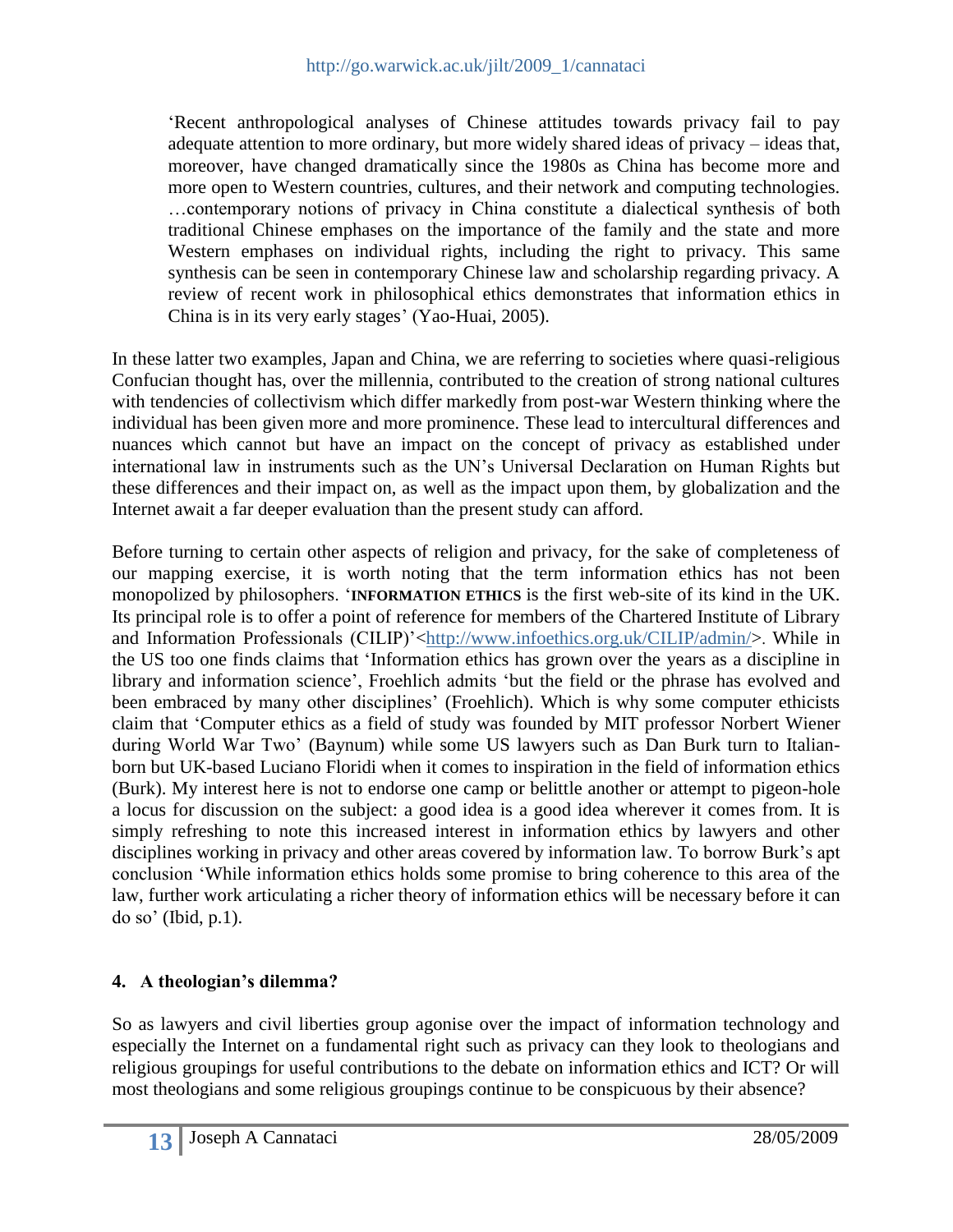> 'Recent anthropological analyses of Chinese attitudes towards privacy fail to pay adequate attention to more ordinary, but more widely shared ideas of privacy – ideas that, moreover, have changed dramatically since the 1980s as China has become more and more open to Western countries, cultures, and their network and computing technologies. …contemporary notions of privacy in China constitute a dialectical synthesis of both traditional Chinese emphases on the importance of the family and the state and more Western emphases on individual rights, including the right to privacy. This same synthesis can be seen in contemporary Chinese law and scholarship regarding privacy. A review of recent work in philosophical ethics demonstrates that information ethics in China is in its very early stages' (Yao-Huai, 2005).

In these latter two examples, Japan and China, we are referring to societies where quasi-religious Confucian thought has, over the millennia, contributed to the creation of strong national cultures with tendencies of collectivism which differ markedly from post-war Western thinking where the individual has been given more and more prominence. These lead to intercultural differences and nuances which cannot but have an impact on the concept of privacy as established under international law in instruments such as the UN's Universal Declaration on Human Rights but these differences and their impact on, as well as the impact upon them, by globalization and the Internet await a far deeper evaluation than the present study can afford.

Before turning to certain other aspects of religion and privacy, for the sake of completeness of our mapping exercise, it is worth noting that the term information ethics has not been monopolized by philosophers. '**INFORMATION ETHICS** is the first web-site of its kind in the UK. Its principal role is to offer a point of reference for members of the Chartered Institute of Library and Information Professionals (CILIP)'<http://www.infoethics.org.uk/CILIP/admin/>. While in the US too one finds claims that 'Information ethics has grown over the years as a discipline in library and information science', Froehlich admits 'but the field or the phrase has evolved and been embraced by many other disciplines' (Froehlich). Which is why some computer ethicists claim that 'Computer ethics as a field of study was founded by MIT professor Norbert Wiener during World War Two' (Baynum) while some US lawyers such as Dan Burk turn to Italian-born but UK-based Luciano Floridi when it comes to inspiration in the field of information ethics (Burk). My interest here is not to endorse one camp or belittle another or attempt to pigeon-hole a locus for discussion on the subject: a good idea is a good idea wherever it comes from. It is simply refreshing to note this increased interest in information ethics by lawyers and other disciplines working in privacy and other areas covered by information law. To borrow Burk's apt conclusion 'While information ethics holds some promise to bring coherence to this area of the law, further work articulating a richer theory of information ethics will be necessary before it can do so' (Ibid, p.1).

## 4. A theologian's dilemma?

So as lawyers and civil liberties group agonise over the impact of information technology and especially the Internet on a fundamental right such as privacy can they look to theologians and religious groupings for useful contributions to the debate on information ethics and ICT? Or will most theologians and some religious groupings continue to be conspicuous by their absence?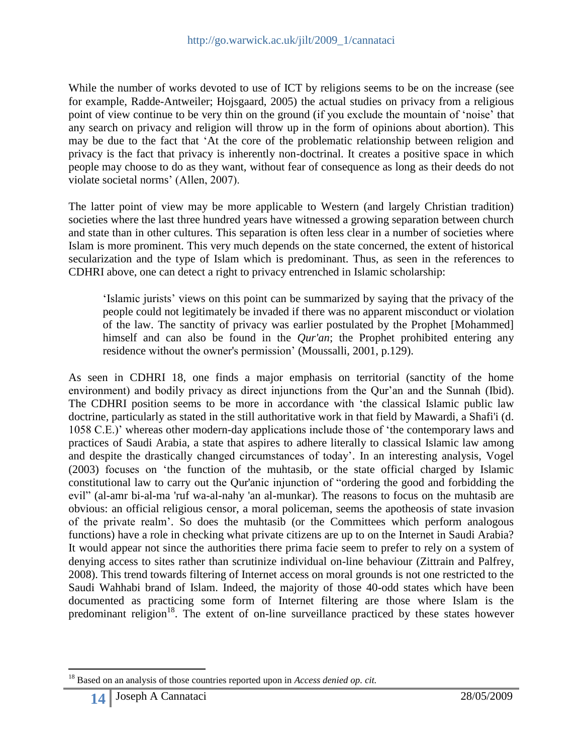While the number of works devoted to use of ICT by religions seems to be on the increase (see for example, Radde-Antweiler; Hojsgaard, 2005) the actual studies on privacy from a religious point of view continue to be very thin on the ground (if you exclude the mountain of 'noise' that any search on privacy and religion will throw up in the form of opinions about abortion). This may be due to the fact that 'At the core of the problematic relationship between religion and privacy is the fact that privacy is inherently non-doctrinal. It creates a positive space in which people may choose to do as they want, without fear of consequence as long as their deeds do not violate societal norms' (Allen, 2007).

The latter point of view may be more applicable to Western (and largely Christian tradition) societies where the last three hundred years have witnessed a growing separation between church and state than in other cultures. This separation is often less clear in a number of societies where Islam is more prominent. This very much depends on the state concerned, the extent of historical secularization and the type of Islam which is predominant. Thus, as seen in the references to CDHRI above, one can detect a right to privacy entrenched in Islamic scholarship:

> 'Islamic jurists' views on this point can be summarized by saying that the privacy of the people could not legitimately be invaded if there was no apparent misconduct or violation of the law. The sanctity of privacy was earlier postulated by the Prophet [Mohammed] himself and can also be found in the *Qur'an*; the Prophet prohibited entering any residence without the owner's permission' (Moussalli, 2001, p.129).

As seen in CDHRI 18, one finds a major emphasis on territorial (sanctity of the home environment) and bodily privacy as direct injunctions from the Qur'an and the Sunnah (Ibid). The CDHRI position seems to be more in accordance with 'the classical Islamic public law doctrine, particularly as stated in the still authoritative work in that field by Mawardi, a Shafi'i (d. 1058 C.E.)' whereas other modern-day applications include those of 'the contemporary laws and practices of Saudi Arabia, a state that aspires to adhere literally to classical Islamic law among and despite the drastically changed circumstances of today'. In an interesting analysis, Vogel (2003) focuses on 'the function of the muhtasib, or the state official charged by Islamic constitutional law to carry out the Qur'anic injunction of "ordering the good and forbidding the evil" (al-amr bi-al-ma 'ruf wa-al-nahy 'an al-munkar). The reasons to focus on the muhtasib are obvious: an official religious censor, a moral policeman, seems the apotheosis of state invasion of the private realm'. So does the muhtasib (or the Committees which perform analogous functions) have a role in checking what private citizens are up to on the Internet in Saudi Arabia? It would appear not since the authorities there prima facie seem to prefer to rely on a system of denying access to sites rather than scrutinize individual on-line behaviour (Zittrain and Palfrey, 2008). This trend towards filtering of Internet access on moral grounds is not one restricted to the Saudi Wahhabi brand of Islam. Indeed, the majority of those 40-odd states which have been documented as practicing some form of Internet filtering are those where Islam is the predominant religion[18]. The extent of on-line surveillance practiced by these states however

[18] Based on an analysis of those countries reported upon in *Access denied op. cit.*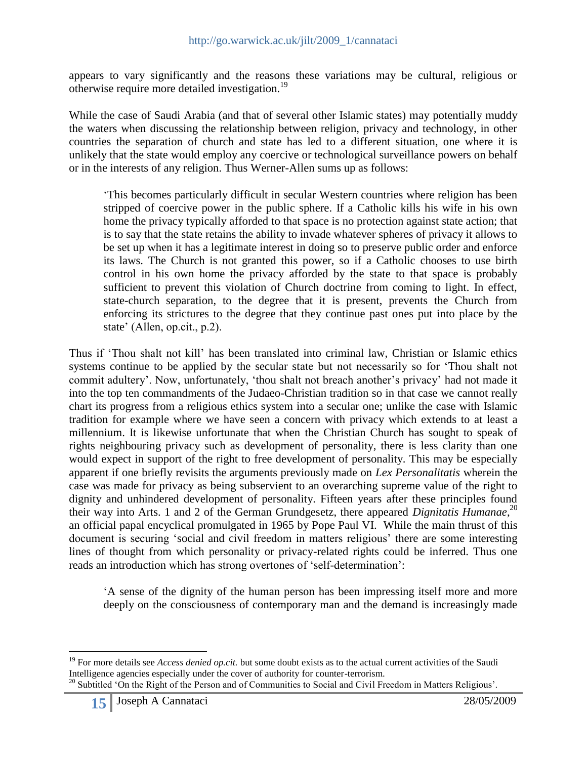appears to vary significantly and the reasons these variations may be cultural, religious or otherwise require more detailed investigation.[19]

While the case of Saudi Arabia (and that of several other Islamic states) may potentially muddy the waters when discussing the relationship between religion, privacy and technology, in other countries the separation of church and state has led to a different situation, one where it is unlikely that the state would employ any coercive or technological surveillance powers on behalf or in the interests of any religion. Thus Werner-Allen sums up as follows:

> 'This becomes particularly difficult in secular Western countries where religion has been stripped of coercive power in the public sphere. If a Catholic kills his wife in his own home the privacy typically afforded to that space is no protection against state action; that is to say that the state retains the ability to invade whatever spheres of privacy it allows to be set up when it has a legitimate interest in doing so to preserve public order and enforce its laws. The Church is not granted this power, so if a Catholic chooses to use birth control in his own home the privacy afforded by the state to that space is probably sufficient to prevent this violation of Church doctrine from coming to light. In effect, state-church separation, to the degree that it is present, prevents the Church from enforcing its strictures to the degree that they continue past ones put into place by the state' (Allen, op.cit., p.2).

Thus if 'Thou shalt not kill' has been translated into criminal law, Christian or Islamic ethics systems continue to be applied by the secular state but not necessarily so for 'Thou shalt not commit adultery'. Now, unfortunately, 'thou shalt not breach another's privacy' had not made it into the top ten commandments of the Judaeo-Christian tradition so in that case we cannot really chart its progress from a religious ethics system into a secular one; unlike the case with Islamic tradition for example where we have seen a concern with privacy which extends to at least a millennium. It is likewise unfortunate that when the Christian Church has sought to speak of rights neighbouring privacy such as development of personality, there is less clarity than one would expect in support of the right to free development of personality. This may be especially apparent if one briefly revisits the arguments previously made on *Lex Personalitatis* wherein the case was made for privacy as being subservient to an overarching supreme value of the right to dignity and unhindered development of personality. Fifteen years after these principles found their way into Arts. 1 and 2 of the German Grundgesetz, there appeared *Dignitatis Humanae*,[20] an official papal encyclical promulgated in 1965 by Pope Paul VI. While the main thrust of this document is securing 'social and civil freedom in matters religious' there are some interesting lines of thought from which personality or privacy-related rights could be inferred. Thus one reads an introduction which has strong overtones of 'self-determination':

> 'A sense of the dignity of the human person has been impressing itself more and more deeply on the consciousness of contemporary man and the demand is increasingly made

---

[19] For more details see *Access denied op.cit.* but some doubt exists as to the actual current activities of the Saudi Intelligence agencies especially under the cover of authority for counter-terrorism.

[20] Subtitled 'On the Right of the Person and of Communities to Social and Civil Freedom in Matters Religious'.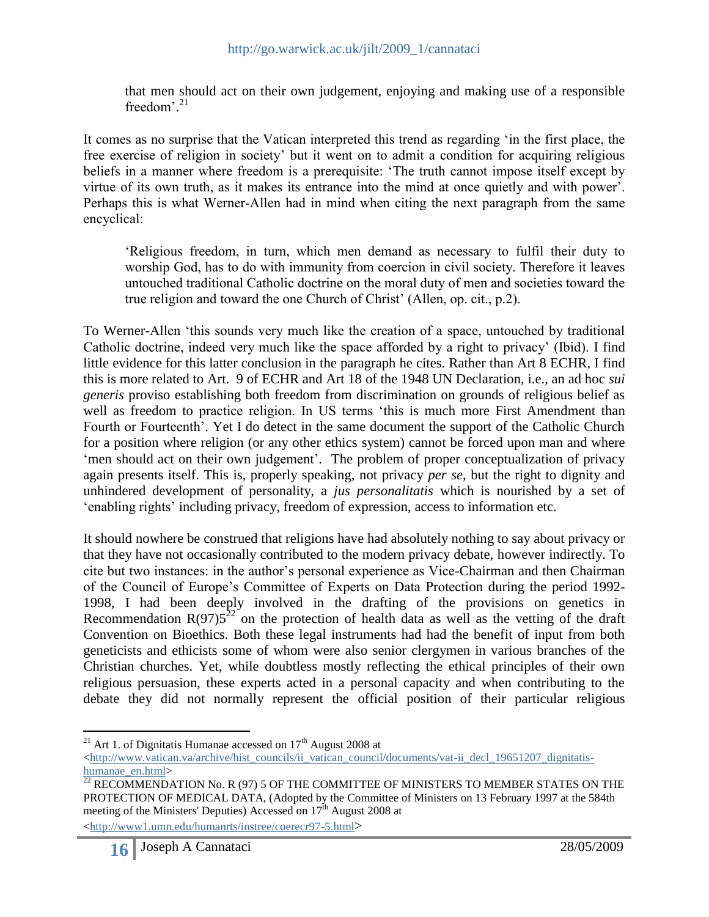> that men should act on their own judgement, enjoying and making use of a responsible freedom'.[21]

It comes as no surprise that the Vatican interpreted this trend as regarding 'in the first place, the free exercise of religion in society' but it went on to admit a condition for acquiring religious beliefs in a manner where freedom is a prerequisite: 'The truth cannot impose itself except by virtue of its own truth, as it makes its entrance into the mind at once quietly and with power'. Perhaps this is what Werner-Allen had in mind when citing the next paragraph from the same encyclical:

> 'Religious freedom, in turn, which men demand as necessary to fulfil their duty to worship God, has to do with immunity from coercion in civil society. Therefore it leaves untouched traditional Catholic doctrine on the moral duty of men and societies toward the true religion and toward the one Church of Christ' (Allen, op. cit., p.2).

To Werner-Allen 'this sounds very much like the creation of a space, untouched by traditional Catholic doctrine, indeed very much like the space afforded by a right to privacy' (Ibid). I find little evidence for this latter conclusion in the paragraph he cites. Rather than Art 8 ECHR, I find this is more related to Art. 9 of ECHR and Art 18 of the 1948 UN Declaration, i.e., an ad hoc *sui generis* proviso establishing both freedom from discrimination on grounds of religious belief as well as freedom to practice religion. In US terms 'this is much more First Amendment than Fourth or Fourteenth'. Yet I do detect in the same document the support of the Catholic Church for a position where religion (or any other ethics system) cannot be forced upon man and where 'men should act on their own judgement'. The problem of proper conceptualization of privacy again presents itself. This is, properly speaking, not privacy *per se*, but the right to dignity and unhindered development of personality, a *jus personalitatis* which is nourished by a set of 'enabling rights' including privacy, freedom of expression, access to information etc.

It should nowhere be construed that religions have had absolutely nothing to say about privacy or that they have not occasionally contributed to the modern privacy debate, however indirectly. To cite but two instances: in the author's personal experience as Vice-Chairman and then Chairman of the Council of Europe's Committee of Experts on Data Protection during the period 1992-1998, I had been deeply involved in the drafting of the provisions on genetics in Recommendation R(97)5[22] on the protection of health data as well as the vetting of the draft Convention on Bioethics. Both these legal instruments had had the benefit of input from both geneticists and ethicists some of whom were also senior clergymen in various branches of the Christian churches. Yet, while doubtless mostly reflecting the ethical principles of their own religious persuasion, these experts acted in a personal capacity and when contributing to the debate they did not normally represent the official position of their particular religious

---

[21] Art 1. of Dignitatis Humanae accessed on 17th August 2008 at <http://www.vatican.va/archive/hist_councils/ii_vatican_council/documents/vat-ii_decl_19651207_dignitatis-humanae_en.html>

[22] RECOMMENDATION No. R (97) 5 OF THE COMMITTEE OF MINISTERS TO MEMBER STATES ON THE PROTECTION OF MEDICAL DATA, (Adopted by the Committee of Ministers on 13 February 1997 at the 584th meeting of the Ministers' Deputies) Accessed on 17th August 2008 at <http://www1.umn.edu/humanrts/instree/coerecr97-5.html>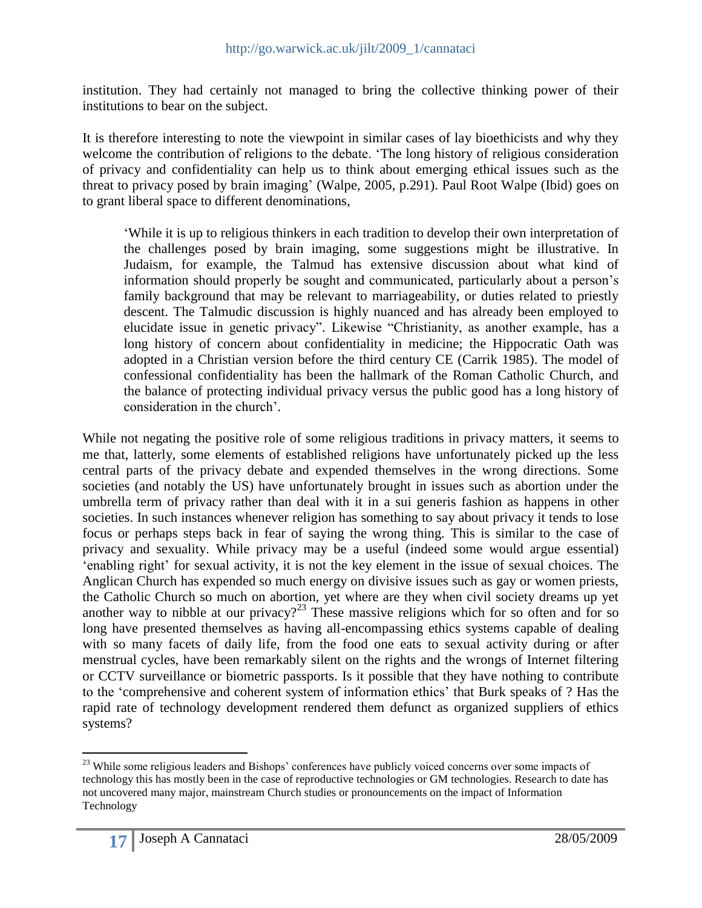institution. They had certainly not managed to bring the collective thinking power of their institutions to bear on the subject.

It is therefore interesting to note the viewpoint in similar cases of lay bioethicists and why they welcome the contribution of religions to the debate. 'The long history of religious consideration of privacy and confidentiality can help us to think about emerging ethical issues such as the threat to privacy posed by brain imaging' (Walpe, 2005, p.291). Paul Root Walpe (Ibid) goes on to grant liberal space to different denominations,

> 'While it is up to religious thinkers in each tradition to develop their own interpretation of the challenges posed by brain imaging, some suggestions might be illustrative. In Judaism, for example, the Talmud has extensive discussion about what kind of information should properly be sought and communicated, particularly about a person's family background that may be relevant to marriageability, or duties related to priestly descent. The Talmudic discussion is highly nuanced and has already been employed to elucidate issue in genetic privacy". Likewise "Christianity, as another example, has a long history of concern about confidentiality in medicine; the Hippocratic Oath was adopted in a Christian version before the third century CE (Carrik 1985). The model of confessional confidentiality has been the hallmark of the Roman Catholic Church, and the balance of protecting individual privacy versus the public good has a long history of consideration in the church'.

While not negating the positive role of some religious traditions in privacy matters, it seems to me that, latterly, some elements of established religions have unfortunately picked up the less central parts of the privacy debate and expended themselves in the wrong directions. Some societies (and notably the US) have unfortunately brought in issues such as abortion under the umbrella term of privacy rather than deal with it in a sui generis fashion as happens in other societies. In such instances whenever religion has something to say about privacy it tends to lose focus or perhaps steps back in fear of saying the wrong thing. This is similar to the case of privacy and sexuality. While privacy may be a useful (indeed some would argue essential) 'enabling right' for sexual activity, it is not the key element in the issue of sexual choices. The Anglican Church has expended so much energy on divisive issues such as gay or women priests, the Catholic Church so much on abortion, yet where are they when civil society dreams up yet another way to nibble at our privacy?[23] These massive religions which for so often and for so long have presented themselves as having all-encompassing ethics systems capable of dealing with so many facets of daily life, from the food one eats to sexual activity during or after menstrual cycles, have been remarkably silent on the rights and the wrongs of Internet filtering or CCTV surveillance or biometric passports. Is it possible that they have nothing to contribute to the 'comprehensive and coherent system of information ethics' that Burk speaks of ? Has the rapid rate of technology development rendered them defunct as organized suppliers of ethics systems?

---

[23] While some religious leaders and Bishops' conferences have publicly voiced concerns over some impacts of technology this has mostly been in the case of reproductive technologies or GM technologies. Research to date has not uncovered many major, mainstream Church studies or pronouncements on the impact of Information Technology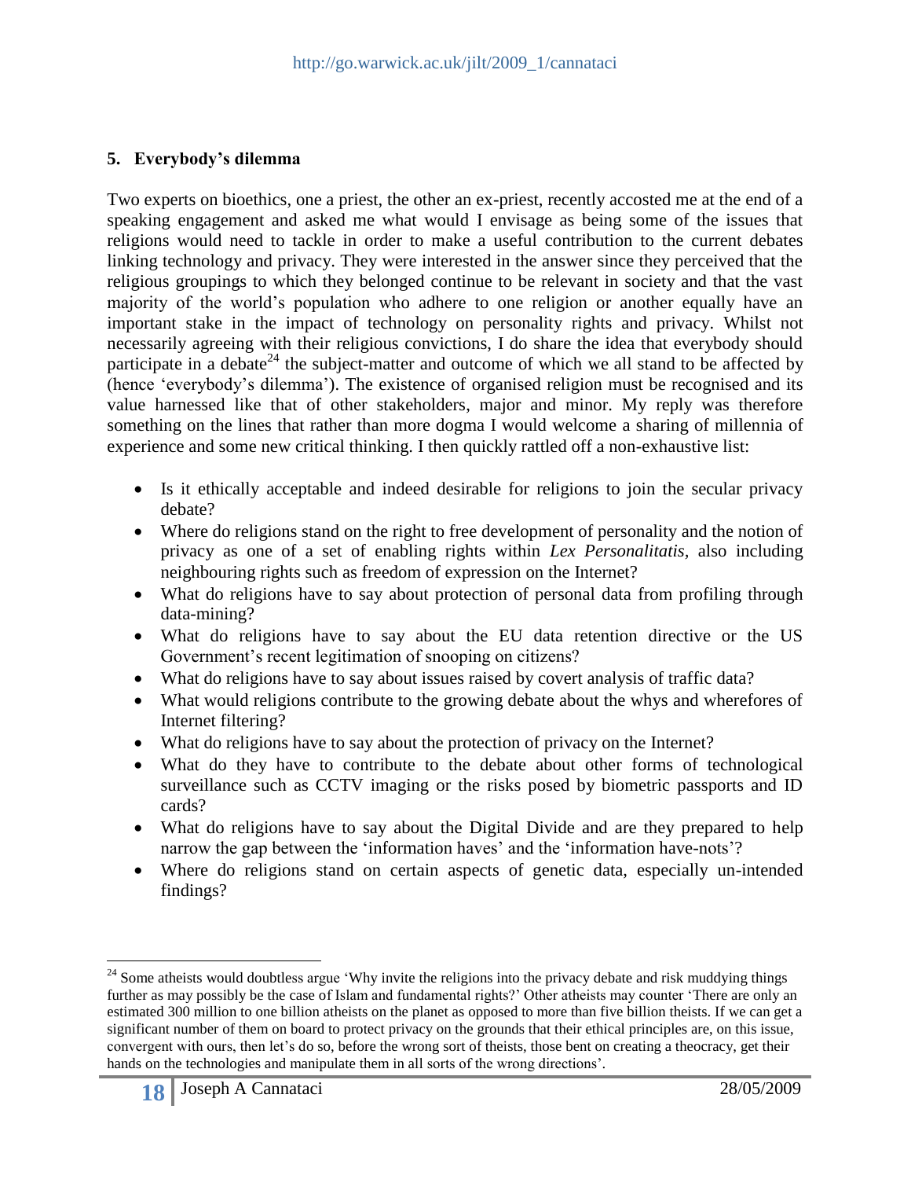## 5. Everybody's dilemma

Two experts on bioethics, one a priest, the other an ex-priest, recently accosted me at the end of a speaking engagement and asked me what would I envisage as being some of the issues that religions would need to tackle in order to make a useful contribution to the current debates linking technology and privacy. They were interested in the answer since they perceived that the religious groupings to which they belonged continue to be relevant in society and that the vast majority of the world's population who adhere to one religion or another equally have an important stake in the impact of technology on personality rights and privacy. Whilst not necessarily agreeing with their religious convictions, I do share the idea that everybody should participate in a debate[24] the subject-matter and outcome of which we all stand to be affected by (hence 'everybody's dilemma'). The existence of organised religion must be recognised and its value harnessed like that of other stakeholders, major and minor. My reply was therefore something on the lines that rather than more dogma I would welcome a sharing of millennia of experience and some new critical thinking. I then quickly rattled off a non-exhaustive list:

- Is it ethically acceptable and indeed desirable for religions to join the secular privacy debate?
- Where do religions stand on the right to free development of personality and the notion of privacy as one of a set of enabling rights within *Lex Personalitatis*, also including neighbouring rights such as freedom of expression on the Internet?
- What do religions have to say about protection of personal data from profiling through data-mining?
- What do religions have to say about the EU data retention directive or the US Government's recent legitimation of snooping on citizens?
- What do religions have to say about issues raised by covert analysis of traffic data?
- What would religions contribute to the growing debate about the whys and wherefores of Internet filtering?
- What do religions have to say about the protection of privacy on the Internet?
- What do they have to contribute to the debate about other forms of technological surveillance such as CCTV imaging or the risks posed by biometric passports and ID cards?
- What do religions have to say about the Digital Divide and are they prepared to help narrow the gap between the 'information haves' and the 'information have-nots'?
- Where do religions stand on certain aspects of genetic data, especially un-intended findings?

---

[24] Some atheists would doubtless argue 'Why invite the religions into the privacy debate and risk muddying things further as may possibly be the case of Islam and fundamental rights?' Other atheists may counter 'There are only an estimated 300 million to one billion atheists on the planet as opposed to more than five billion theists. If we can get a significant number of them on board to protect privacy on the grounds that their ethical principles are, on this issue, convergent with ours, then let's do so, before the wrong sort of theists, those bent on creating a theocracy, get their hands on the technologies and manipulate them in all sorts of the wrong directions'.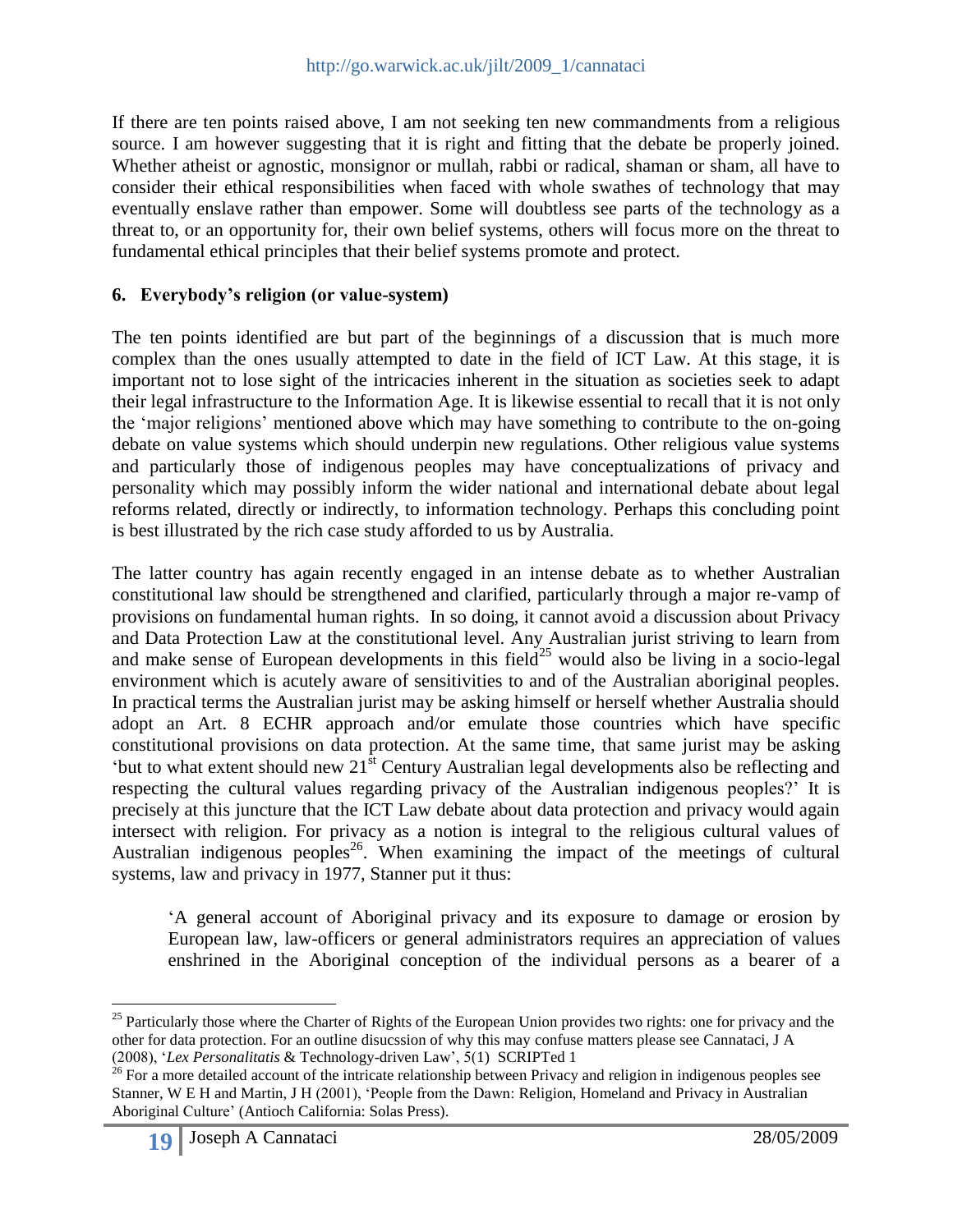If there are ten points raised above, I am not seeking ten new commandments from a religious source. I am however suggesting that it is right and fitting that the debate be properly joined. Whether atheist or agnostic, monsignor or mullah, rabbi or radical, shaman or sham, all have to consider their ethical responsibilities when faced with whole swathes of technology that may eventually enslave rather than empower. Some will doubtless see parts of the technology as a threat to, or an opportunity for, their own belief systems, others will focus more on the threat to fundamental ethical principles that their belief systems promote and protect.

## 6. Everybody's religion (or value-system)

The ten points identified are but part of the beginnings of a discussion that is much more complex than the ones usually attempted to date in the field of ICT Law. At this stage, it is important not to lose sight of the intricacies inherent in the situation as societies seek to adapt their legal infrastructure to the Information Age. It is likewise essential to recall that it is not only the 'major religions' mentioned above which may have something to contribute to the on-going debate on value systems which should underpin new regulations. Other religious value systems and particularly those of indigenous peoples may have conceptualizations of privacy and personality which may possibly inform the wider national and international debate about legal reforms related, directly or indirectly, to information technology. Perhaps this concluding point is best illustrated by the rich case study afforded to us by Australia.

The latter country has again recently engaged in an intense debate as to whether Australian constitutional law should be strengthened and clarified, particularly through a major re-vamp of provisions on fundamental human rights. In so doing, it cannot avoid a discussion about Privacy and Data Protection Law at the constitutional level. Any Australian jurist striving to learn from and make sense of European developments in this field[25] would also be living in a socio-legal environment which is acutely aware of sensitivities to and of the Australian aboriginal peoples. In practical terms the Australian jurist may be asking himself or herself whether Australia should adopt an Art. 8 ECHR approach and/or emulate those countries which have specific constitutional provisions on data protection. At the same time, that same jurist may be asking 'but to what extent should new 21st Century Australian legal developments also be reflecting and respecting the cultural values regarding privacy of the Australian indigenous peoples?' It is precisely at this juncture that the ICT Law debate about data protection and privacy would again intersect with religion. For privacy as a notion is integral to the religious cultural values of Australian indigenous peoples[26]. When examining the impact of the meetings of cultural systems, law and privacy in 1977, Stanner put it thus:

> 'A general account of Aboriginal privacy and its exposure to damage or erosion by European law, law-officers or general administrators requires an appreciation of values enshrined in the Aboriginal conception of the individual persons as a bearer of a

---

[25] Particularly those where the Charter of Rights of the European Union provides two rights: one for privacy and the other for data protection. For an outline disucssion of why this may confuse matters please see Cannataci, J A (2008), '*Lex Personalitatis* & Technology-driven Law', 5(1) SCRIPTed 1

[26] For a more detailed account of the intricate relationship between Privacy and religion in indigenous peoples see Stanner, W E H and Martin, J H (2001), 'People from the Dawn: Religion, Homeland and Privacy in Australian Aboriginal Culture' (Antioch California: Solas Press).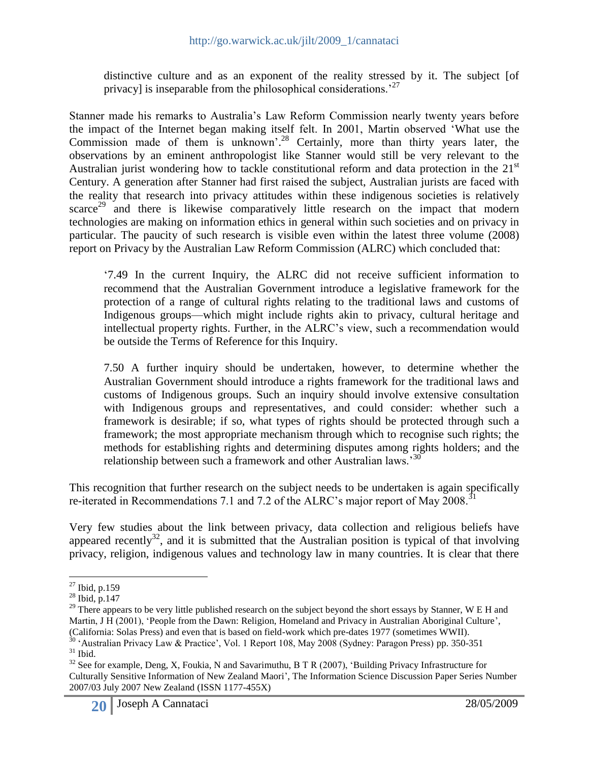distinctive culture and as an exponent of the reality stressed by it. The subject [of privacy] is inseparable from the philosophical considerations.'[27]

Stanner made his remarks to Australia's Law Reform Commission nearly twenty years before the impact of the Internet began making itself felt. In 2001, Martin observed 'What use the Commission made of them is unknown'.[28] Certainly, more than thirty years later, the observations by an eminent anthropologist like Stanner would still be very relevant to the Australian jurist wondering how to tackle constitutional reform and data protection in the 21st Century. A generation after Stanner had first raised the subject, Australian jurists are faced with the reality that research into privacy attitudes within these indigenous societies is relatively scarce[29] and there is likewise comparatively little research on the impact that modern technologies are making on information ethics in general within such societies and on privacy in particular. The paucity of such research is visible even within the latest three volume (2008) report on Privacy by the Australian Law Reform Commission (ALRC) which concluded that:

> '7.49 In the current Inquiry, the ALRC did not receive sufficient information to recommend that the Australian Government introduce a legislative framework for the protection of a range of cultural rights relating to the traditional laws and customs of Indigenous groups—which might include rights akin to privacy, cultural heritage and intellectual property rights. Further, in the ALRC's view, such a recommendation would be outside the Terms of Reference for this Inquiry.
>
> 7.50 A further inquiry should be undertaken, however, to determine whether the Australian Government should introduce a rights framework for the traditional laws and customs of Indigenous groups. Such an inquiry should involve extensive consultation with Indigenous groups and representatives, and could consider: whether such a framework is desirable; if so, what types of rights should be protected through such a framework; the most appropriate mechanism through which to recognise such rights; the methods for establishing rights and determining disputes among rights holders; and the relationship between such a framework and other Australian laws.'[30]

This recognition that further research on the subject needs to be undertaken is again specifically re-iterated in Recommendations 7.1 and 7.2 of the ALRC's major report of May 2008.[31]

Very few studies about the link between privacy, data collection and religious beliefs have appeared recently[32], and it is submitted that the Australian position is typical of that involving privacy, religion, indigenous values and technology law in many countries. It is clear that there

---

[27] Ibid, p.159

[28] Ibid, p.147

[29] There appears to be very little published research on the subject beyond the short essays by Stanner, W E H and Martin, J H (2001), 'People from the Dawn: Religion, Homeland and Privacy in Australian Aboriginal Culture', (California: Solas Press) and even that is based on field-work which pre-dates 1977 (sometimes WWII).

[30] 'Australian Privacy Law & Practice', Vol. 1 Report 108, May 2008 (Sydney: Paragon Press) pp. 350-351

[31] Ibid.

[32] See for example, Deng, X, Foukia, N and Savarimuthu, B T R (2007), 'Building Privacy Infrastructure for Culturally Sensitive Information of New Zealand Maori', The Information Science Discussion Paper Series Number 2007/03 July 2007 New Zealand (ISSN 1177-455X)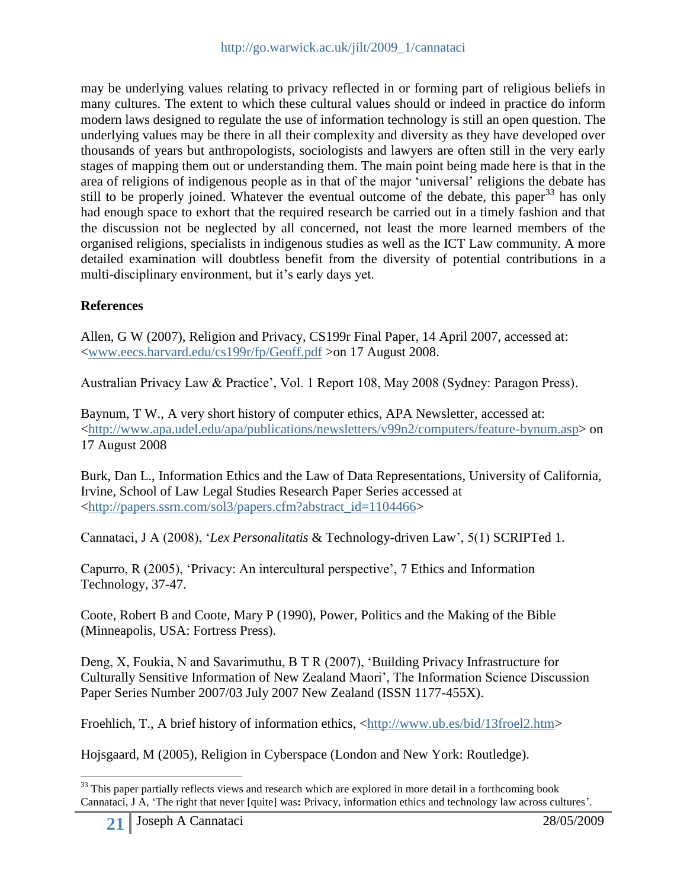may be underlying values relating to privacy reflected in or forming part of religious beliefs in many cultures. The extent to which these cultural values should or indeed in practice do inform modern laws designed to regulate the use of information technology is still an open question. The underlying values may be there in all their complexity and diversity as they have developed over thousands of years but anthropologists, sociologists and lawyers are often still in the very early stages of mapping them out or understanding them. The main point being made here is that in the area of religions of indigenous people as in that of the major 'universal' religions the debate has still to be properly joined. Whatever the eventual outcome of the debate, this paper[33] has only had enough space to exhort that the required research be carried out in a timely fashion and that the discussion not be neglected by all concerned, not least the more learned members of the organised religions, specialists in indigenous studies as well as the ICT Law community. A more detailed examination will doubtless benefit from the diversity of potential contributions in a multi-disciplinary environment, but it's early days yet.

**References**

Allen, G W (2007), Religion and Privacy, CS199r Final Paper, 14 April 2007, accessed at: <www.eecs.harvard.edu/cs199r/fp/Geoff.pdf >on 17 August 2008.

Australian Privacy Law & Practice', Vol. 1 Report 108, May 2008 (Sydney: Paragon Press).

Baynum, T W., A very short history of computer ethics, APA Newsletter, accessed at: <http://www.apa.udel.edu/apa/publications/newsletters/v99n2/computers/feature-bynum.asp> on 17 August 2008

Burk, Dan L., Information Ethics and the Law of Data Representations, University of California, Irvine, School of Law Legal Studies Research Paper Series accessed at <http://papers.ssrn.com/sol3/papers.cfm?abstract_id=1104466>

Cannataci, J A (2008), '*Lex Personalitatis* & Technology-driven Law', 5(1) SCRIPTed 1.

Capurro, R (2005), 'Privacy: An intercultural perspective', 7 Ethics and Information Technology, 37-47.

Coote, Robert B and Coote, Mary P (1990), Power, Politics and the Making of the Bible (Minneapolis, USA: Fortress Press).

Deng, X, Foukia, N and Savarimuthu, B T R (2007), 'Building Privacy Infrastructure for Culturally Sensitive Information of New Zealand Maori', The Information Science Discussion Paper Series Number 2007/03 July 2007 New Zealand (ISSN 1177-455X).

Froehlich, T., A brief history of information ethics, <http://www.ub.es/bid/13froel2.htm>

Hojsgaard, M (2005), Religion in Cyberspace (London and New York: Routledge).

---

[33] This paper partially reflects views and research which are explored in more detail in a forthcoming book Cannataci, J A, 'The right that never [quite] was**:** Privacy, information ethics and technology law across cultures'.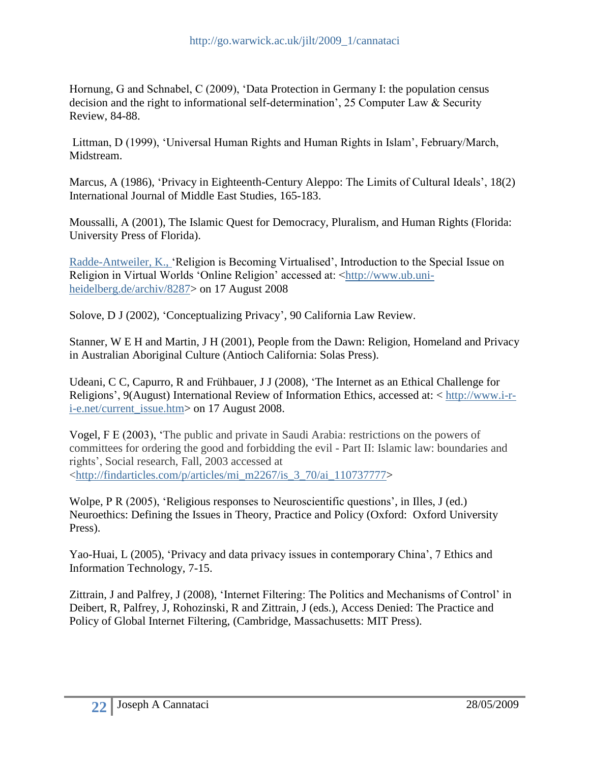Hornung, G and Schnabel, C (2009), 'Data Protection in Germany I: the population census decision and the right to informational self-determination', 25 Computer Law & Security Review, 84-88.

Littman, D (1999), 'Universal Human Rights and Human Rights in Islam', February/March, Midstream.

Marcus, A (1986), 'Privacy in Eighteenth-Century Aleppo: The Limits of Cultural Ideals', 18(2) International Journal of Middle East Studies, 165-183.

Moussalli, A (2001), The Islamic Quest for Democracy, Pluralism, and Human Rights (Florida: University Press of Florida).

Radde-Antweiler, K., 'Religion is Becoming Virtualised', Introduction to the Special Issue on Religion in Virtual Worlds 'Online Religion' accessed at: <http://www.ub.uni-heidelberg.de/archiv/8287> on 17 August 2008

Solove, D J (2002), 'Conceptualizing Privacy', 90 California Law Review.

Stanner, W E H and Martin, J H (2001), People from the Dawn: Religion, Homeland and Privacy in Australian Aboriginal Culture (Antioch California: Solas Press).

Udeani, C C, Capurro, R and Frühbauer, J J (2008), 'The Internet as an Ethical Challenge for Religions', 9(August) International Review of Information Ethics, accessed at: < http://www.i-r-i-e.net/current_issue.htm> on 17 August 2008.

Vogel, F E (2003), 'The public and private in Saudi Arabia: restrictions on the powers of committees for ordering the good and forbidding the evil - Part II: Islamic law: boundaries and rights', Social research, Fall, 2003 accessed at <http://findarticles.com/p/articles/mi_m2267/is_3_70/ai_110737777>

Wolpe, P R (2005), 'Religious responses to Neuroscientific questions', in Illes, J (ed.) Neuroethics: Defining the Issues in Theory, Practice and Policy (Oxford: Oxford University Press).

Yao-Huai, L (2005), 'Privacy and data privacy issues in contemporary China', 7 Ethics and Information Technology, 7-15.

Zittrain, J and Palfrey, J (2008), 'Internet Filtering: The Politics and Mechanisms of Control' in Deibert, R, Palfrey, J, Rohozinski, R and Zittrain, J (eds.), Access Denied: The Practice and Policy of Global Internet Filtering, (Cambridge, Massachusetts: MIT Press).